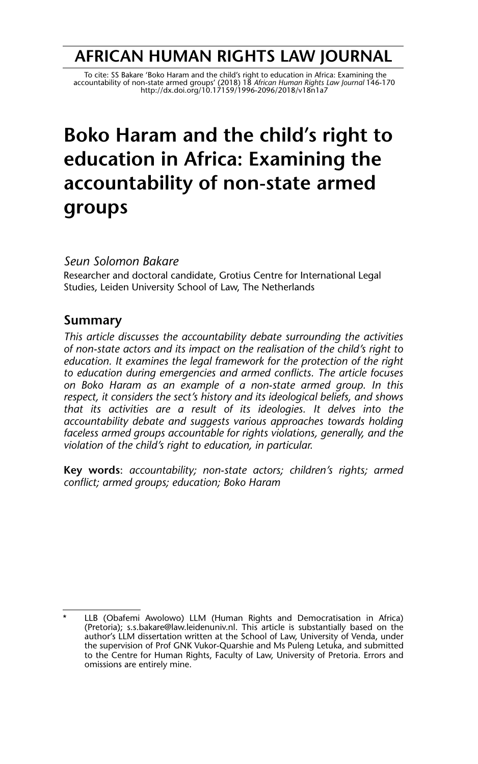# AFRICAN HUMAN RIGHTS LAW JOURNAL

To cite: SS Bakare 'Boko Haram and the child's right to education in Africa: Examining the accountability of non-state armed groups' (2018) 18 *African Human Rights Law Journal* 146-170
http://dx.doi.org/10.17159/1996-2096/2018/v18n1a7

# Boko Haram and the child's right to education in Africa: Examining the accountability of non-state armed groups

*Seun Solomon Bakare*
Researcher and doctoral candidate, Grotius Centre for International Legal Studies, Leiden University School of Law, The Netherlands

## Summary

*This article discusses the accountability debate surrounding the activities of non-state actors and its impact on the realisation of the child's right to education. It examines the legal framework for the protection of the right to education during emergencies and armed conflicts. The article focuses on Boko Haram as an example of a non-state armed group. In this respect, it considers the sect's history and its ideological beliefs, and shows that its activities are a result of its ideologies. It delves into the accountability debate and suggests various approaches towards holding faceless armed groups accountable for rights violations, generally, and the violation of the child's right to education, in particular.*

**Key words**: *accountability; non-state actors; children's rights; armed conflict; armed groups; education; Boko Haram*

\* LLB (Obafemi Awolowo) LLM (Human Rights and Democratisation in Africa) (Pretoria); s.s.bakare@law.leidenuniv.nl. This article is substantially based on the author's LLM dissertation written at the School of Law, University of Venda, under the supervision of Prof GNK Vukor-Quarshie and Ms Puleng Letuka, and submitted to the Centre for Human Rights, Faculty of Law, University of Pretoria. Errors and omissions are entirely mine.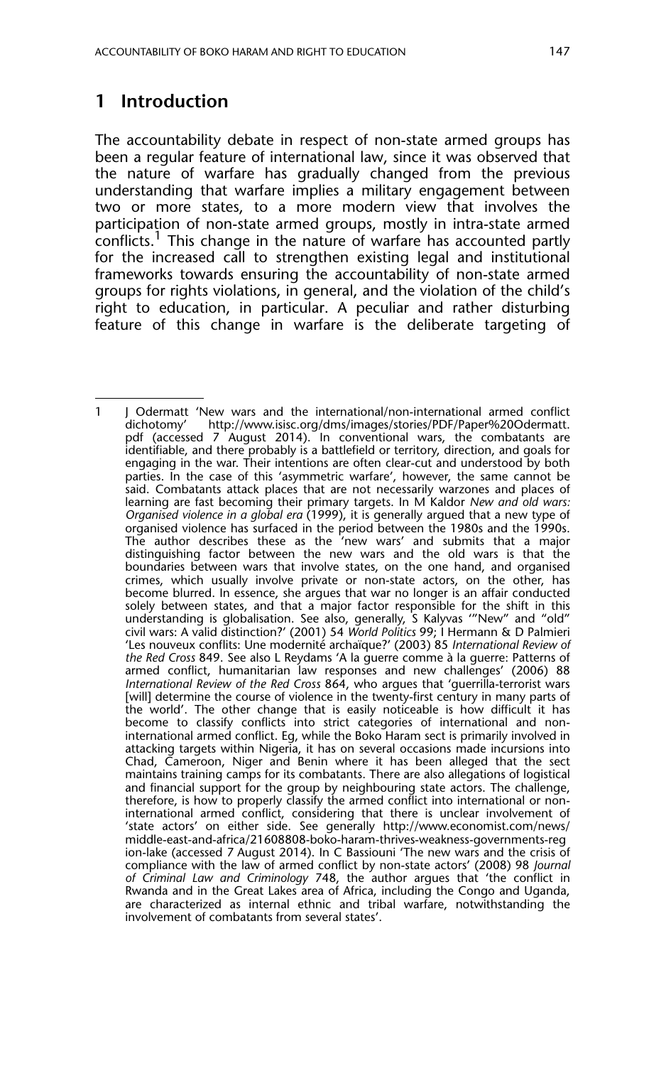## 1 Introduction

The accountability debate in respect of non-state armed groups has been a regular feature of international law, since it was observed that the nature of warfare has gradually changed from the previous understanding that warfare implies a military engagement between two or more states, to a more modern view that involves the participation of non-state armed groups, mostly in intra-state armed conflicts.[1] This change in the nature of warfare has accounted partly for the increased call to strengthen existing legal and institutional frameworks towards ensuring the accountability of non-state armed groups for rights violations, in general, and the violation of the child's right to education, in particular. A peculiar and rather disturbing feature of this change in warfare is the deliberate targeting of

---

1 J Odermatt 'New wars and the international/non-international armed conflict dichotomy' http://www.isisc.org/dms/images/stories/PDF/Paper%20Odermatt.pdf (accessed 7 August 2014). In conventional wars, the combatants are identifiable, and there probably is a battlefield or territory, direction, and goals for engaging in the war. Their intentions are often clear-cut and understood by both parties. In the case of this 'asymmetric warfare', however, the same cannot be said. Combatants attack places that are not necessarily warzones and places of learning are fast becoming their primary targets. In M Kaldor *New and old wars: Organised violence in a global era* (1999), it is generally argued that a new type of organised violence has surfaced in the period between the 1980s and the 1990s. The author describes these as the 'new wars' and submits that a major distinguishing factor between the new wars and the old wars is that the boundaries between wars that involve states, on the one hand, and organised crimes, which usually involve private or non-state actors, on the other, has become blurred. In essence, she argues that war no longer is an affair conducted solely between states, and that a major factor responsible for the shift in this understanding is globalisation. See also, generally, S Kalyvas '"New" and "old" civil wars: A valid distinction?' (2001) 54 *World Politics* 99; I Hermann & D Palmieri 'Les nouveux conflits: Une modernité archaïque?' (2003) 85 *International Review of the Red Cross* 849. See also L Reydams 'A la guerre comme à la guerre: Patterns of armed conflict, humanitarian law responses and new challenges' (2006) 88 *International Review of the Red Cross* 864, who argues that 'guerrilla-terrorist wars [will] determine the course of violence in the twenty-first century in many parts of the world'. The other change that is easily noticeable is how difficult it has become to classify conflicts into strict categories of international and non-international armed conflict. Eg, while the Boko Haram sect is primarily involved in attacking targets within Nigeria, it has on several occasions made incursions into Chad, Cameroon, Niger and Benin where it has been alleged that the sect maintains training camps for its combatants. There are also allegations of logistical and financial support for the group by neighbouring state actors. The challenge, therefore, is how to properly classify the armed conflict into international or non-international armed conflict, considering that there is unclear involvement of 'state actors' on either side. See generally http://www.economist.com/news/middle-east-and-africa/21608808-boko-haram-thrives-weakness-governments-region-lake (accessed 7 August 2014). In C Bassiouni 'The new wars and the crisis of compliance with the law of armed conflict by non-state actors' (2008) 98 *Journal of Criminal Law and Criminology* 748, the author argues that 'the conflict in Rwanda and in the Great Lakes area of Africa, including the Congo and Uganda, are characterized as internal ethnic and tribal warfare, notwithstanding the involvement of combatants from several states'.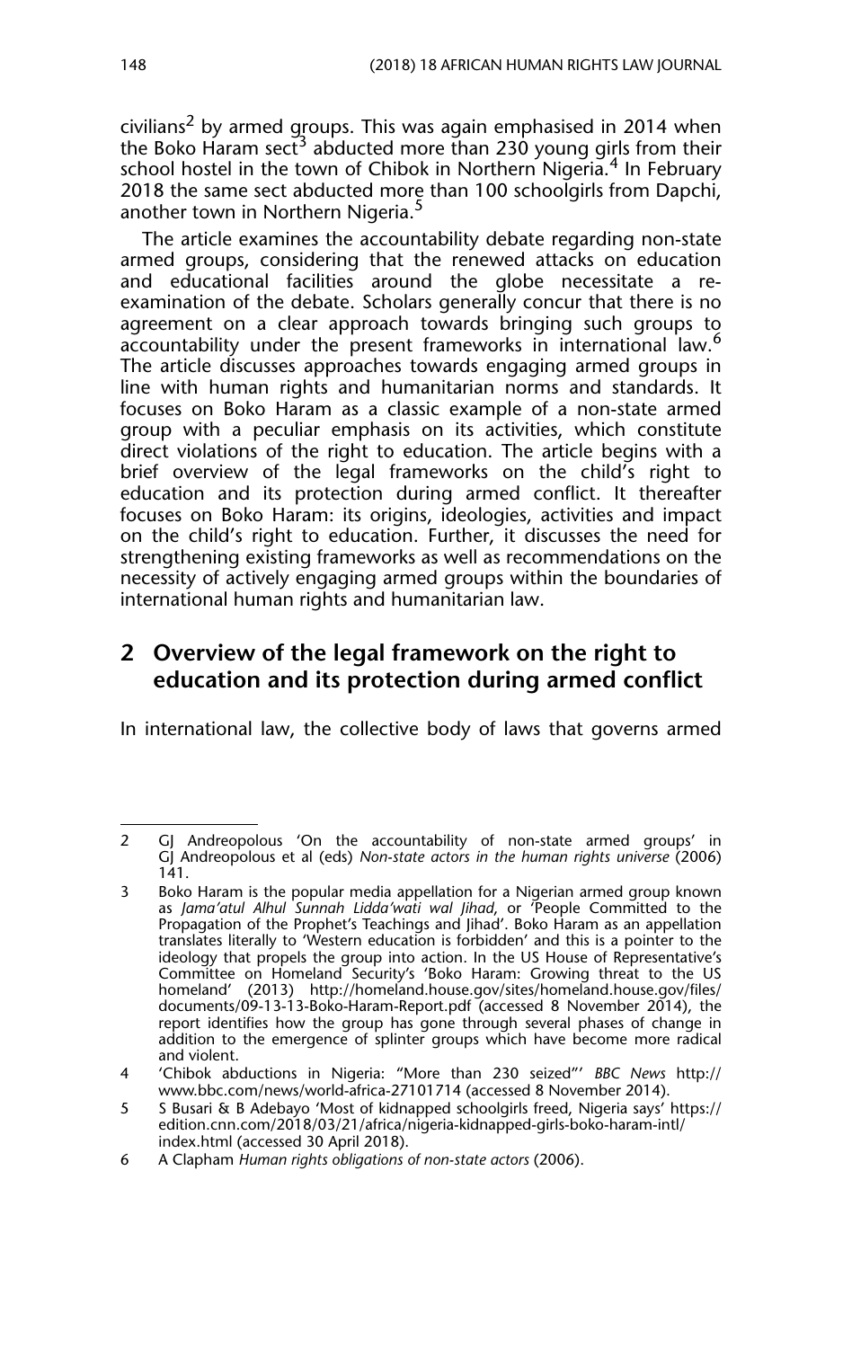civilians[2] by armed groups. This was again emphasised in 2014 when the Boko Haram sect[3] abducted more than 230 young girls from their school hostel in the town of Chibok in Northern Nigeria.[4] In February 2018 the same sect abducted more than 100 schoolgirls from Dapchi, another town in Northern Nigeria.[5]

The article examines the accountability debate regarding non-state armed groups, considering that the renewed attacks on education and educational facilities around the globe necessitate a re-examination of the debate. Scholars generally concur that there is no agreement on a clear approach towards bringing such groups to accountability under the present frameworks in international law.[6] The article discusses approaches towards engaging armed groups in line with human rights and humanitarian norms and standards. It focuses on Boko Haram as a classic example of a non-state armed group with a peculiar emphasis on its activities, which constitute direct violations of the right to education. The article begins with a brief overview of the legal frameworks on the child's right to education and its protection during armed conflict. It thereafter focuses on Boko Haram: its origins, ideologies, activities and impact on the child's right to education. Further, it discusses the need for strengthening existing frameworks as well as recommendations on the necessity of actively engaging armed groups within the boundaries of international human rights and humanitarian law.

## 2 Overview of the legal framework on the right to education and its protection during armed conflict

In international law, the collective body of laws that governs armed

---

2 GJ Andreopolous 'On the accountability of non-state armed groups' in GJ Andreopolous et al (eds) *Non-state actors in the human rights universe* (2006) 141.

3 Boko Haram is the popular media appellation for a Nigerian armed group known as *Jama'atul Alhul Sunnah Lidda'wati wal Jihad*, or 'People Committed to the Propagation of the Prophet's Teachings and Jihad'. Boko Haram as an appellation translates literally to 'Western education is forbidden' and this is a pointer to the ideology that propels the group into action. In the US House of Representative's Committee on Homeland Security's 'Boko Haram: Growing threat to the US homeland' (2013) http://homeland.house.gov/sites/homeland.house.gov/files/documents/09-13-13-Boko-Haram-Report.pdf (accessed 8 November 2014), the report identifies how the group has gone through several phases of change in addition to the emergence of splinter groups which have become more radical and violent.

4 'Chibok abductions in Nigeria: "More than 230 seized"' *BBC News* http://www.bbc.com/news/world-africa-27101714 (accessed 8 November 2014).

5 S Busari & B Adebayo 'Most of kidnapped schoolgirls freed, Nigeria says' https://edition.cnn.com/2018/03/21/africa/nigeria-kidnapped-girls-boko-haram-intl/index.html (accessed 30 April 2018).

6 A Clapham *Human rights obligations of non-state actors* (2006).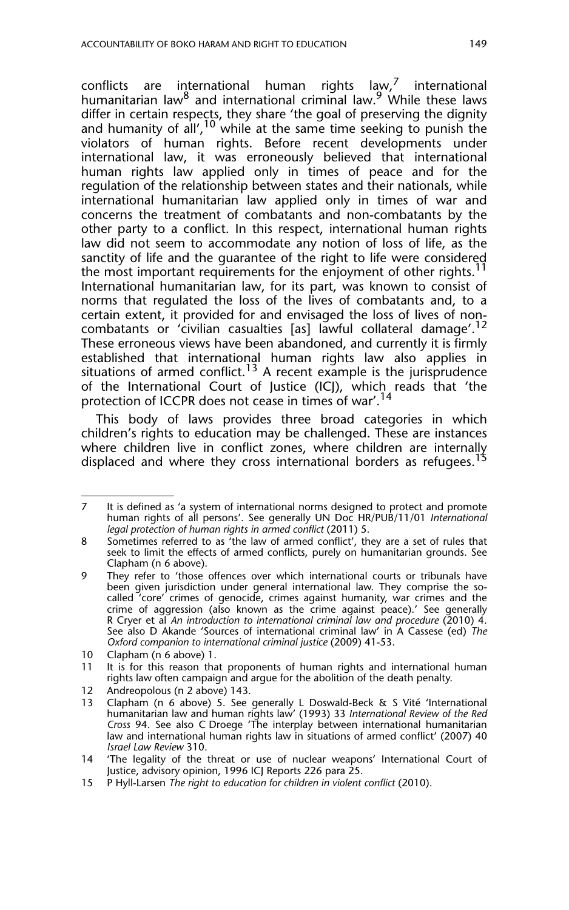conflicts are international human rights law,[7] international humanitarian law[8] and international criminal law.[9] While these laws differ in certain respects, they share 'the goal of preserving the dignity and humanity of all',[10] while at the same time seeking to punish the violators of human rights. Before recent developments under international law, it was erroneously believed that international human rights law applied only in times of peace and for the regulation of the relationship between states and their nationals, while international humanitarian law applied only in times of war and concerns the treatment of combatants and non-combatants by the other party to a conflict. In this respect, international human rights law did not seem to accommodate any notion of loss of life, as the sanctity of life and the guarantee of the right to life were considered the most important requirements for the enjoyment of other rights.[11] International humanitarian law, for its part, was known to consist of norms that regulated the loss of the lives of combatants and, to a certain extent, it provided for and envisaged the loss of lives of non-combatants or 'civilian casualties [as] lawful collateral damage'.[12] These erroneous views have been abandoned, and currently it is firmly established that international human rights law also applies in situations of armed conflict.[13] A recent example is the jurisprudence of the International Court of Justice (ICJ), which reads that 'the protection of ICCPR does not cease in times of war'.[14]

This body of laws provides three broad categories in which children's rights to education may be challenged. These are instances where children live in conflict zones, where children are internally displaced and where they cross international borders as refugees.[15]

---

7 It is defined as 'a system of international norms designed to protect and promote human rights of all persons'. See generally UN Doc HR/PUB/11/01 *International legal protection of human rights in armed conflict* (2011) 5.

8 Sometimes referred to as 'the law of armed conflict', they are a set of rules that seek to limit the effects of armed conflicts, purely on humanitarian grounds. See Clapham (n 6 above).

9 They refer to 'those offences over which international courts or tribunals have been given jurisdiction under general international law. They comprise the so-called 'core' crimes of genocide, crimes against humanity, war crimes and the crime of aggression (also known as the crime against peace).' See generally R Cryer et al *An introduction to international criminal law and procedure* (2010) 4. See also D Akande 'Sources of international criminal law' in A Cassese (ed) *The Oxford companion to international criminal justice* (2009) 41-53.

10 Clapham (n 6 above) 1.

11 It is for this reason that proponents of human rights and international human rights law often campaign and argue for the abolition of the death penalty.

12 Andreopolous (n 2 above) 143.

13 Clapham (n 6 above) 5. See generally L Doswald-Beck & S Vité 'International humanitarian law and human rights law' (1993) 33 *International Review of the Red Cross* 94. See also C Droege 'The interplay between international humanitarian law and international human rights law in situations of armed conflict' (2007) 40 *Israel Law Review* 310.

14 'The legality of the threat or use of nuclear weapons' International Court of Justice, advisory opinion, 1996 ICJ Reports 226 para 25.

15 P Hyll-Larsen *The right to education for children in violent conflict* (2010).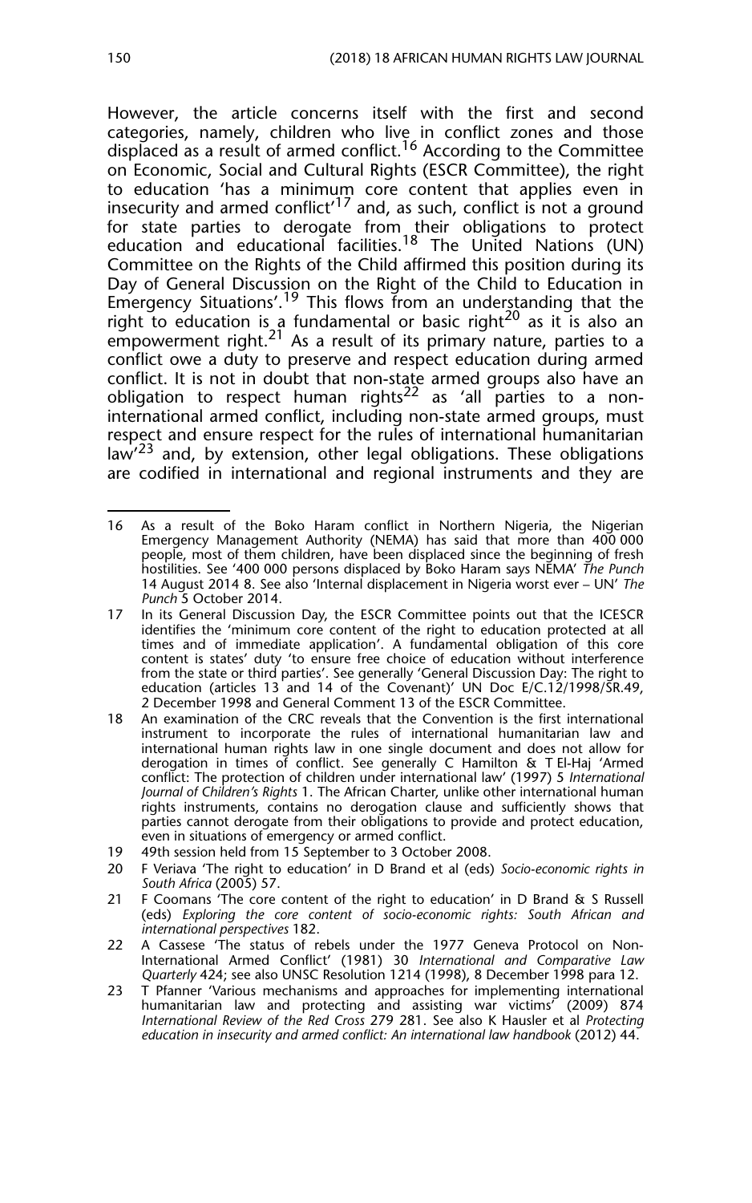However, the article concerns itself with the first and second categories, namely, children who live in conflict zones and those displaced as a result of armed conflict.[16] According to the Committee on Economic, Social and Cultural Rights (ESCR Committee), the right to education 'has a minimum core content that applies even in insecurity and armed conflict'[17] and, as such, conflict is not a ground for state parties to derogate from their obligations to protect education and educational facilities.[18] The United Nations (UN) Committee on the Rights of the Child affirmed this position during its Day of General Discussion on the Right of the Child to Education in Emergency Situations'.[19] This flows from an understanding that the right to education is a fundamental or basic right[20] as it is also an empowerment right.[21] As a result of its primary nature, parties to a conflict owe a duty to preserve and respect education during armed conflict. It is not in doubt that non-state armed groups also have an obligation to respect human rights[22] as 'all parties to a non-international armed conflict, including non-state armed groups, must respect and ensure respect for the rules of international humanitarian law'[23] and, by extension, other legal obligations. These obligations are codified in international and regional instruments and they are

---

16 As a result of the Boko Haram conflict in Northern Nigeria, the Nigerian Emergency Management Authority (NEMA) has said that more than 400 000 people, most of them children, have been displaced since the beginning of fresh hostilities. See '400 000 persons displaced by Boko Haram says NEMA' *The Punch* 14 August 2014 8. See also 'Internal displacement in Nigeria worst ever – UN' *The Punch* 5 October 2014.

17 In its General Discussion Day, the ESCR Committee points out that the ICESCR identifies the 'minimum core content of the right to education protected at all times and of immediate application'. A fundamental obligation of this core content is states' duty 'to ensure free choice of education without interference from the state or third parties'. See generally 'General Discussion Day: The right to education (articles 13 and 14 of the Covenant)' UN Doc E/C.12/1998/SR.49, 2 December 1998 and General Comment 13 of the ESCR Committee.

18 An examination of the CRC reveals that the Convention is the first international instrument to incorporate the rules of international humanitarian law and international human rights law in one single document and does not allow for derogation in times of conflict. See generally C Hamilton & T El-Haj 'Armed conflict: The protection of children under international law' (1997) 5 *International Journal of Children's Rights* 1. The African Charter, unlike other international human rights instruments, contains no derogation clause and sufficiently shows that parties cannot derogate from their obligations to provide and protect education, even in situations of emergency or armed conflict.

19 49th session held from 15 September to 3 October 2008.

20 F Veriava 'The right to education' in D Brand et al (eds) *Socio-economic rights in South Africa* (2005) 57.

21 F Coomans 'The core content of the right to education' in D Brand & S Russell (eds) *Exploring the core content of socio-economic rights: South African and international perspectives* 182.

22 A Cassese 'The status of rebels under the 1977 Geneva Protocol on Non-International Armed Conflict' (1981) 30 *International and Comparative Law Quarterly* 424; see also UNSC Resolution 1214 (1998), 8 December 1998 para 12.

23 T Pfanner 'Various mechanisms and approaches for implementing international humanitarian law and protecting and assisting war victims' (2009) 874 *International Review of the Red Cross* 279 281. See also K Hausler et al *Protecting education in insecurity and armed conflict: An international law handbook* (2012) 44.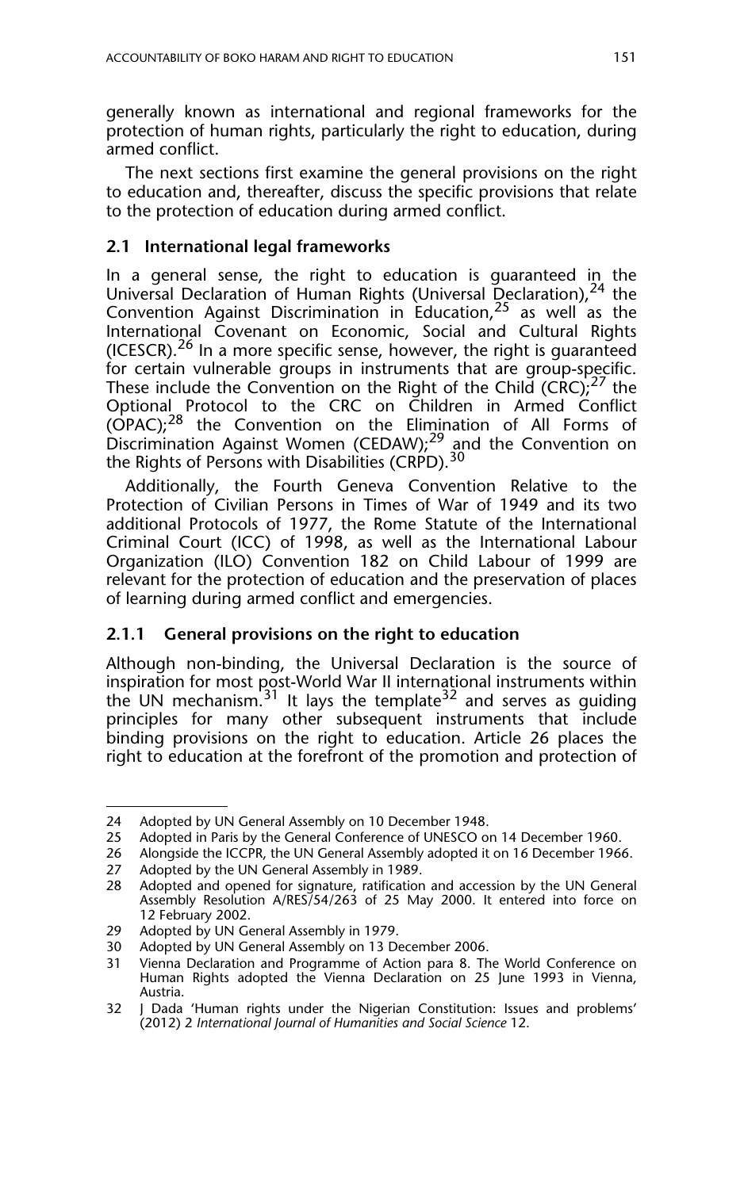generally known as international and regional frameworks for the protection of human rights, particularly the right to education, during armed conflict.

The next sections first examine the general provisions on the right to education and, thereafter, discuss the specific provisions that relate to the protection of education during armed conflict.

### 2.1 International legal frameworks

In a general sense, the right to education is guaranteed in the Universal Declaration of Human Rights (Universal Declaration),[24] the Convention Against Discrimination in Education,[25] as well as the International Covenant on Economic, Social and Cultural Rights (ICESCR).[26] In a more specific sense, however, the right is guaranteed for certain vulnerable groups in instruments that are group-specific. These include the Convention on the Right of the Child (CRC);[27] the Optional Protocol to the CRC on Children in Armed Conflict (OPAC);[28] the Convention on the Elimination of All Forms of Discrimination Against Women (CEDAW);[29] and the Convention on the Rights of Persons with Disabilities (CRPD).[30]

Additionally, the Fourth Geneva Convention Relative to the Protection of Civilian Persons in Times of War of 1949 and its two additional Protocols of 1977, the Rome Statute of the International Criminal Court (ICC) of 1998, as well as the International Labour Organization (ILO) Convention 182 on Child Labour of 1999 are relevant for the protection of education and the preservation of places of learning during armed conflict and emergencies.

#### 2.1.1 General provisions on the right to education

Although non-binding, the Universal Declaration is the source of inspiration for most post-World War II international instruments within the UN mechanism.[31] It lays the template[32] and serves as guiding principles for many other subsequent instruments that include binding provisions on the right to education. Article 26 places the right to education at the forefront of the promotion and protection of

---

24 Adopted by UN General Assembly on 10 December 1948.

25 Adopted in Paris by the General Conference of UNESCO on 14 December 1960.

26 Alongside the ICCPR, the UN General Assembly adopted it on 16 December 1966.

27 Adopted by the UN General Assembly in 1989.

28 Adopted and opened for signature, ratification and accession by the UN General Assembly Resolution A/RES/54/263 of 25 May 2000. It entered into force on 12 February 2002.

29 Adopted by UN General Assembly in 1979.

30 Adopted by UN General Assembly on 13 December 2006.

31 Vienna Declaration and Programme of Action para 8. The World Conference on Human Rights adopted the Vienna Declaration on 25 June 1993 in Vienna, Austria.

32 J Dada 'Human rights under the Nigerian Constitution: Issues and problems' (2012) 2 *International Journal of Humanities and Social Science* 12.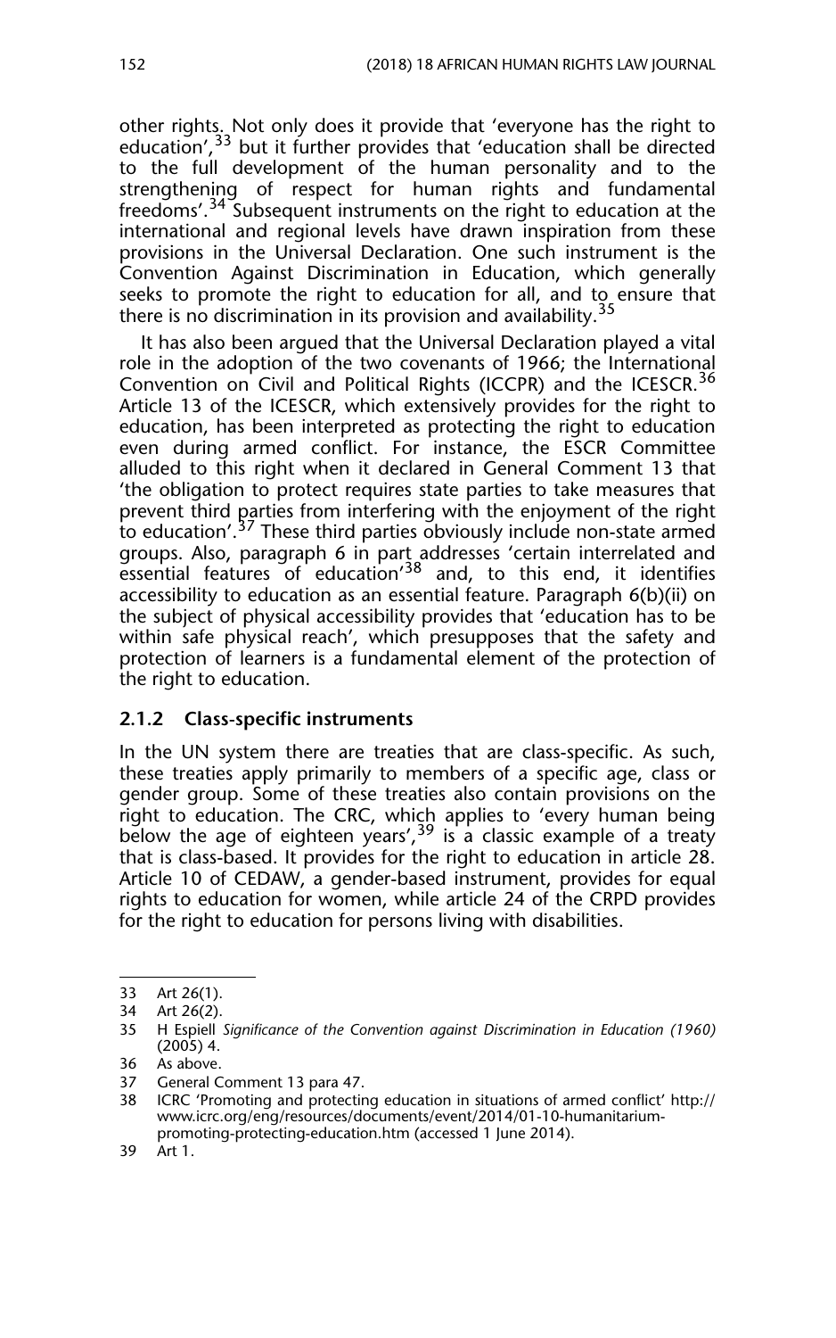other rights. Not only does it provide that 'everyone has the right to education',[33] but it further provides that 'education shall be directed to the full development of the human personality and to the strengthening of respect for human rights and fundamental freedoms'.[34] Subsequent instruments on the right to education at the international and regional levels have drawn inspiration from these provisions in the Universal Declaration. One such instrument is the Convention Against Discrimination in Education, which generally seeks to promote the right to education for all, and to ensure that there is no discrimination in its provision and availability.[35]

It has also been argued that the Universal Declaration played a vital role in the adoption of the two covenants of 1966; the International Convention on Civil and Political Rights (ICCPR) and the ICESCR.[36] Article 13 of the ICESCR, which extensively provides for the right to education, has been interpreted as protecting the right to education even during armed conflict. For instance, the ESCR Committee alluded to this right when it declared in General Comment 13 that 'the obligation to protect requires state parties to take measures that prevent third parties from interfering with the enjoyment of the right to education'.[37] These third parties obviously include non-state armed groups. Also, paragraph 6 in part addresses 'certain interrelated and essential features of education'[38] and, to this end, it identifies accessibility to education as an essential feature. Paragraph 6(b)(ii) on the subject of physical accessibility provides that 'education has to be within safe physical reach', which presupposes that the safety and protection of learners is a fundamental element of the protection of the right to education.

### 2.1.2 Class-specific instruments

In the UN system there are treaties that are class-specific. As such, these treaties apply primarily to members of a specific age, class or gender group. Some of these treaties also contain provisions on the right to education. The CRC, which applies to 'every human being below the age of eighteen years',[39] is a classic example of a treaty that is class-based. It provides for the right to education in article 28. Article 10 of CEDAW, a gender-based instrument, provides for equal rights to education for women, while article 24 of the CRPD provides for the right to education for persons living with disabilities.

---

33 Art 26(1).

34 Art 26(2).

35 H Espiell *Significance of the Convention against Discrimination in Education (1960)* (2005) 4.

36 As above.

37 General Comment 13 para 47.

38 ICRC 'Promoting and protecting education in situations of armed conflict' http://www.icrc.org/eng/resources/documents/event/2014/01-10-humanitarium-promoting-protecting-education.htm (accessed 1 June 2014).

39 Art 1.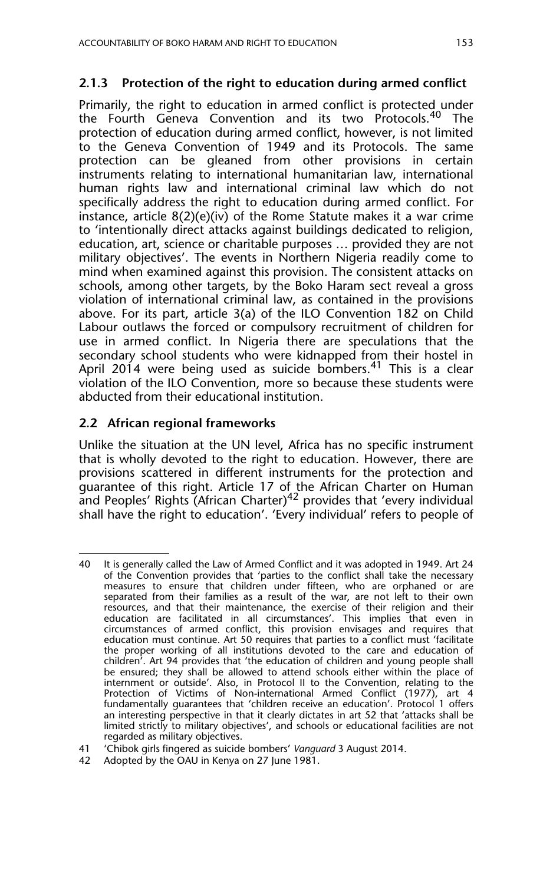### 2.1.3 Protection of the right to education during armed conflict

Primarily, the right to education in armed conflict is protected under the Fourth Geneva Convention and its two Protocols.[40] The protection of education during armed conflict, however, is not limited to the Geneva Convention of 1949 and its Protocols. The same protection can be gleaned from other provisions in certain instruments relating to international humanitarian law, international human rights law and international criminal law which do not specifically address the right to education during armed conflict. For instance, article 8(2)(e)(iv) of the Rome Statute makes it a war crime to 'intentionally direct attacks against buildings dedicated to religion, education, art, science or charitable purposes … provided they are not military objectives'. The events in Northern Nigeria readily come to mind when examined against this provision. The consistent attacks on schools, among other targets, by the Boko Haram sect reveal a gross violation of international criminal law, as contained in the provisions above. For its part, article 3(a) of the ILO Convention 182 on Child Labour outlaws the forced or compulsory recruitment of children for use in armed conflict. In Nigeria there are speculations that the secondary school students who were kidnapped from their hostel in April 2014 were being used as suicide bombers.[41] This is a clear violation of the ILO Convention, more so because these students were abducted from their educational institution.

## 2.2 African regional frameworks

Unlike the situation at the UN level, Africa has no specific instrument that is wholly devoted to the right to education. However, there are provisions scattered in different instruments for the protection and guarantee of this right. Article 17 of the African Charter on Human and Peoples' Rights (African Charter)[42] provides that 'every individual shall have the right to education'. 'Every individual' refers to people of

---

40 It is generally called the Law of Armed Conflict and it was adopted in 1949. Art 24 of the Convention provides that 'parties to the conflict shall take the necessary measures to ensure that children under fifteen, who are orphaned or are separated from their families as a result of the war, are not left to their own resources, and that their maintenance, the exercise of their religion and their education are facilitated in all circumstances'. This implies that even in circumstances of armed conflict, this provision envisages and requires that education must continue. Art 50 requires that parties to a conflict must 'facilitate the proper working of all institutions devoted to the care and education of children'. Art 94 provides that 'the education of children and young people shall be ensured; they shall be allowed to attend schools either within the place of internment or outside'. Also, in Protocol II to the Convention, relating to the Protection of Victims of Non-international Armed Conflict (1977), art 4 fundamentally guarantees that 'children receive an education'. Protocol 1 offers an interesting perspective in that it clearly dictates in art 52 that 'attacks shall be limited strictly to military objectives', and schools or educational facilities are not regarded as military objectives.

41 'Chibok girls fingered as suicide bombers' *Vanguard* 3 August 2014.

42 Adopted by the OAU in Kenya on 27 June 1981.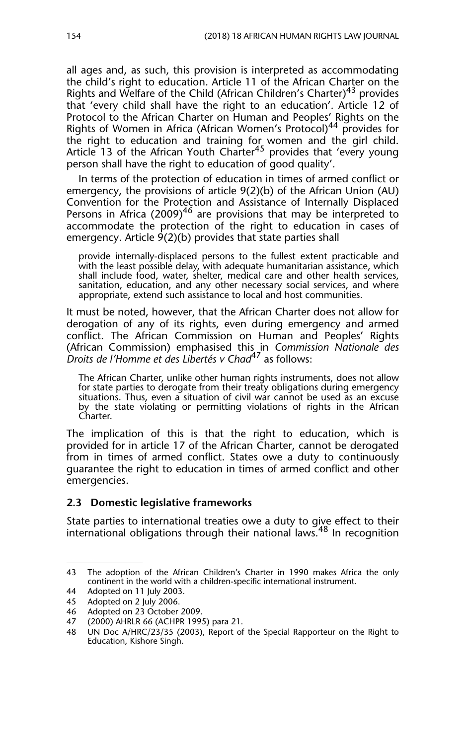all ages and, as such, this provision is interpreted as accommodating the child's right to education. Article 11 of the African Charter on the Rights and Welfare of the Child (African Children's Charter)[43] provides that 'every child shall have the right to an education'. Article 12 of Protocol to the African Charter on Human and Peoples' Rights on the Rights of Women in Africa (African Women's Protocol)[44] provides for the right to education and training for women and the girl child. Article 13 of the African Youth Charter[45] provides that 'every young person shall have the right to education of good quality'.

In terms of the protection of education in times of armed conflict or emergency, the provisions of article 9(2)(b) of the African Union (AU) Convention for the Protection and Assistance of Internally Displaced Persons in Africa (2009)[46] are provisions that may be interpreted to accommodate the protection of the right to education in cases of emergency. Article 9(2)(b) provides that state parties shall

> provide internally-displaced persons to the fullest extent practicable and with the least possible delay, with adequate humanitarian assistance, which shall include food, water, shelter, medical care and other health services, sanitation, education, and any other necessary social services, and where appropriate, extend such assistance to local and host communities.

It must be noted, however, that the African Charter does not allow for derogation of any of its rights, even during emergency and armed conflict. The African Commission on Human and Peoples' Rights (African Commission) emphasised this in *Commission Nationale des Droits de l'Homme et des Libertés v Chad*[47] as follows:

> The African Charter, unlike other human rights instruments, does not allow for state parties to derogate from their treaty obligations during emergency situations. Thus, even a situation of civil war cannot be used as an excuse by the state violating or permitting violations of rights in the African Charter.

The implication of this is that the right to education, which is provided for in article 17 of the African Charter, cannot be derogated from in times of armed conflict. States owe a duty to continuously guarantee the right to education in times of armed conflict and other emergencies.

### 2.3 Domestic legislative frameworks

State parties to international treaties owe a duty to give effect to their international obligations through their national laws.[48] In recognition

---

43 The adoption of the African Children's Charter in 1990 makes Africa the only continent in the world with a children-specific international instrument.

44 Adopted on 11 July 2003.

45 Adopted on 2 July 2006.

46 Adopted on 23 October 2009.

47 (2000) AHRLR 66 (ACHPR 1995) para 21.

48 UN Doc A/HRC/23/35 (2003), Report of the Special Rapporteur on the Right to Education, Kishore Singh.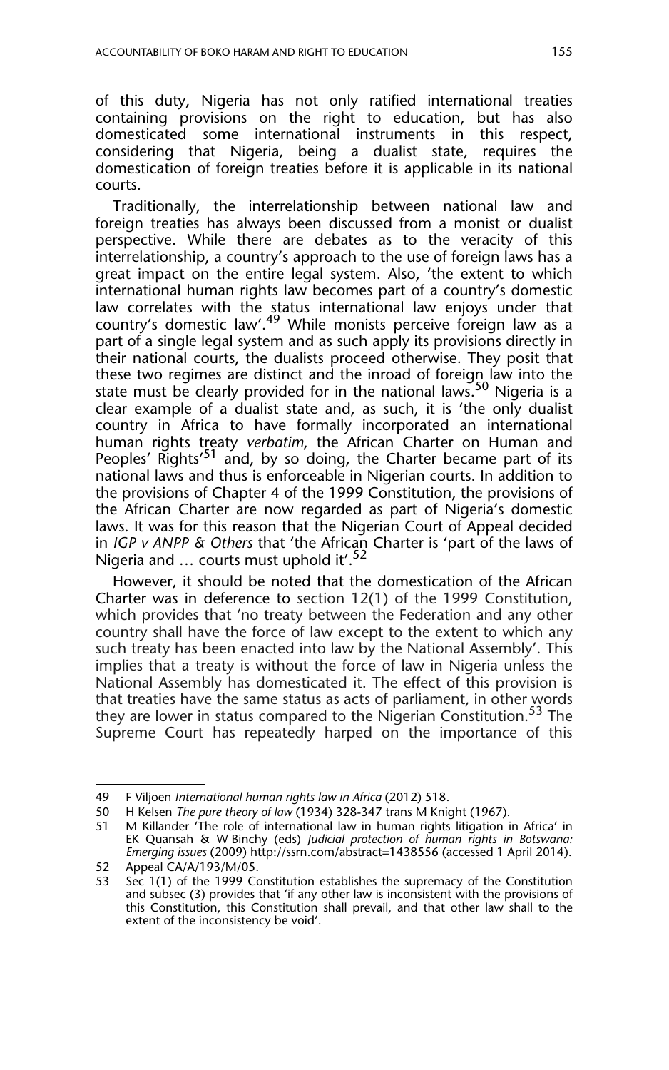of this duty, Nigeria has not only ratified international treaties containing provisions on the right to education, but has also domesticated some international instruments in this respect, considering that Nigeria, being a dualist state, requires the domestication of foreign treaties before it is applicable in its national courts.

Traditionally, the interrelationship between national law and foreign treaties has always been discussed from a monist or dualist perspective. While there are debates as to the veracity of this interrelationship, a country's approach to the use of foreign laws has a great impact on the entire legal system. Also, 'the extent to which international human rights law becomes part of a country's domestic law correlates with the status international law enjoys under that country's domestic law'.[49] While monists perceive foreign law as a part of a single legal system and as such apply its provisions directly in their national courts, the dualists proceed otherwise. They posit that these two regimes are distinct and the inroad of foreign law into the state must be clearly provided for in the national laws.[50] Nigeria is a clear example of a dualist state and, as such, it is 'the only dualist country in Africa to have formally incorporated an international human rights treaty *verbatim*, the African Charter on Human and Peoples' Rights'[51] and, by so doing, the Charter became part of its national laws and thus is enforceable in Nigerian courts. In addition to the provisions of Chapter 4 of the 1999 Constitution, the provisions of the African Charter are now regarded as part of Nigeria's domestic laws. It was for this reason that the Nigerian Court of Appeal decided in *IGP v ANPP & Others* that 'the African Charter is 'part of the laws of Nigeria and … courts must uphold it'.[52]

However, it should be noted that the domestication of the African Charter was in deference to section 12(1) of the 1999 Constitution, which provides that 'no treaty between the Federation and any other country shall have the force of law except to the extent to which any such treaty has been enacted into law by the National Assembly'. This implies that a treaty is without the force of law in Nigeria unless the National Assembly has domesticated it. The effect of this provision is that treaties have the same status as acts of parliament, in other words they are lower in status compared to the Nigerian Constitution.[53] The Supreme Court has repeatedly harped on the importance of this

---

49 F Viljoen *International human rights law in Africa* (2012) 518.

50 H Kelsen *The pure theory of law* (1934) 328-347 trans M Knight (1967).

51 M Killander 'The role of international law in human rights litigation in Africa' in EK Quansah & W Binchy (eds) *Judicial protection of human rights in Botswana: Emerging issues* (2009) http://ssrn.com/abstract=1438556 (accessed 1 April 2014).

52 Appeal CA/A/193/M/05.

53 Sec 1(1) of the 1999 Constitution establishes the supremacy of the Constitution and subsec (3) provides that 'if any other law is inconsistent with the provisions of this Constitution, this Constitution shall prevail, and that other law shall to the extent of the inconsistency be void'.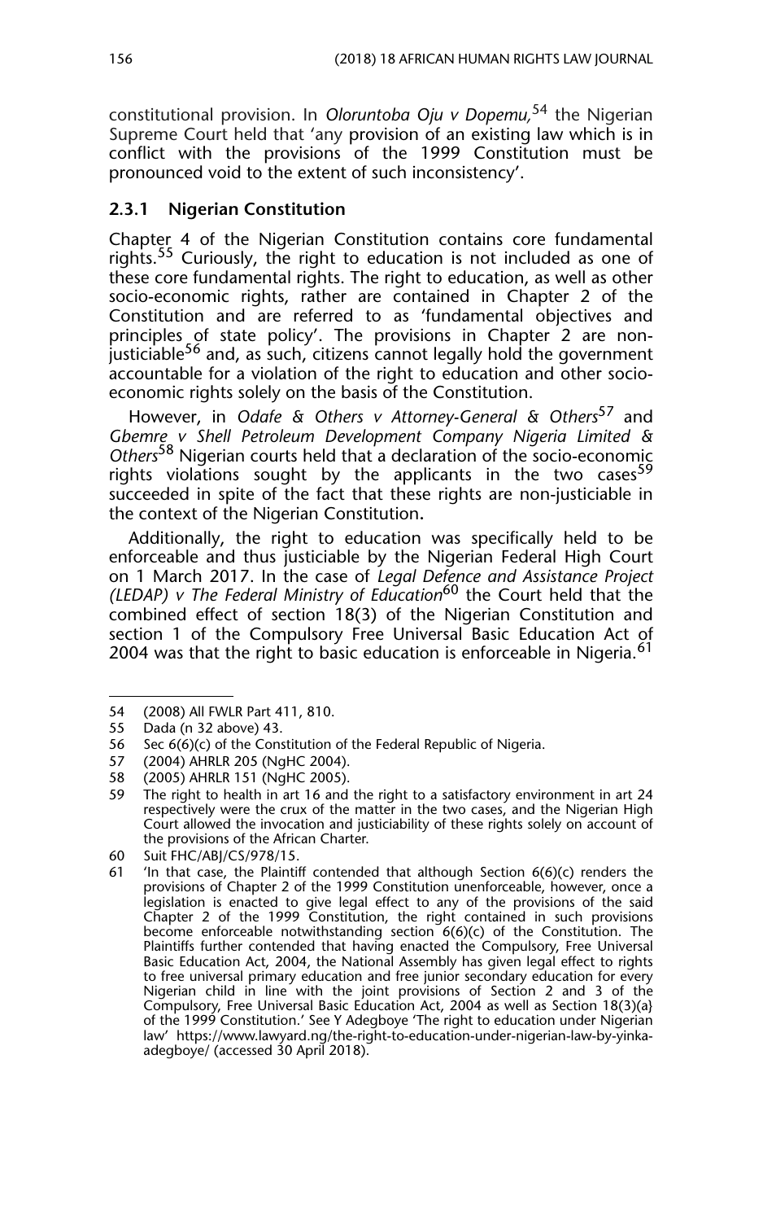constitutional provision. In *Oloruntoba Oju v Dopemu,*[54] the Nigerian Supreme Court held that 'any provision of an existing law which is in conflict with the provisions of the 1999 Constitution must be pronounced void to the extent of such inconsistency'.

### 2.3.1 Nigerian Constitution

Chapter 4 of the Nigerian Constitution contains core fundamental rights.[55] Curiously, the right to education is not included as one of these core fundamental rights. The right to education, as well as other socio-economic rights, rather are contained in Chapter 2 of the Constitution and are referred to as 'fundamental objectives and principles of state policy'. The provisions in Chapter 2 are non-justiciable[56] and, as such, citizens cannot legally hold the government accountable for a violation of the right to education and other socio-economic rights solely on the basis of the Constitution.

However, in *Odafe & Others v Attorney-General & Others*[57] and *Gbemre v Shell Petroleum Development Company Nigeria Limited & Others*[58] Nigerian courts held that a declaration of the socio-economic rights violations sought by the applicants in the two cases[59] succeeded in spite of the fact that these rights are non-justiciable in the context of the Nigerian Constitution**.**

Additionally, the right to education was specifically held to be enforceable and thus justiciable by the Nigerian Federal High Court on 1 March 2017. In the case of *Legal Defence and Assistance Project (LEDAP) v The Federal Ministry of Education*[60] the Court held that the combined effect of section 18(3) of the Nigerian Constitution and section 1 of the Compulsory Free Universal Basic Education Act of 2004 was that the right to basic education is enforceable in Nigeria.[61]

---

54 (2008) All FWLR Part 411, 810.

55 Dada (n 32 above) 43.

56 Sec 6(6)(c) of the Constitution of the Federal Republic of Nigeria.

57 (2004) AHRLR 205 (NgHC 2004).

58 (2005) AHRLR 151 (NgHC 2005).

59 The right to health in art 16 and the right to a satisfactory environment in art 24 respectively were the crux of the matter in the two cases, and the Nigerian High Court allowed the invocation and justiciability of these rights solely on account of the provisions of the African Charter.

60 Suit FHC/ABJ/CS/978/15.

61 'In that case, the Plaintiff contended that although Section 6(6)(c) renders the provisions of Chapter 2 of the 1999 Constitution unenforceable, however, once a legislation is enacted to give legal effect to any of the provisions of the said Chapter 2 of the 1999 Constitution, the right contained in such provisions become enforceable notwithstanding section 6(6)(c) of the Constitution. The Plaintiffs further contended that having enacted the Compulsory, Free Universal Basic Education Act, 2004, the National Assembly has given legal effect to rights to free universal primary education and free junior secondary education for every Nigerian child in line with the joint provisions of Section 2 and 3 of the Compulsory, Free Universal Basic Education Act, 2004 as well as Section 18(3)(a} of the 1999 Constitution.' See Y Adegboye 'The right to education under Nigerian law' https://www.lawyard.ng/the-right-to-education-under-nigerian-law-by-yinka-adegboye/ (accessed 30 April 2018).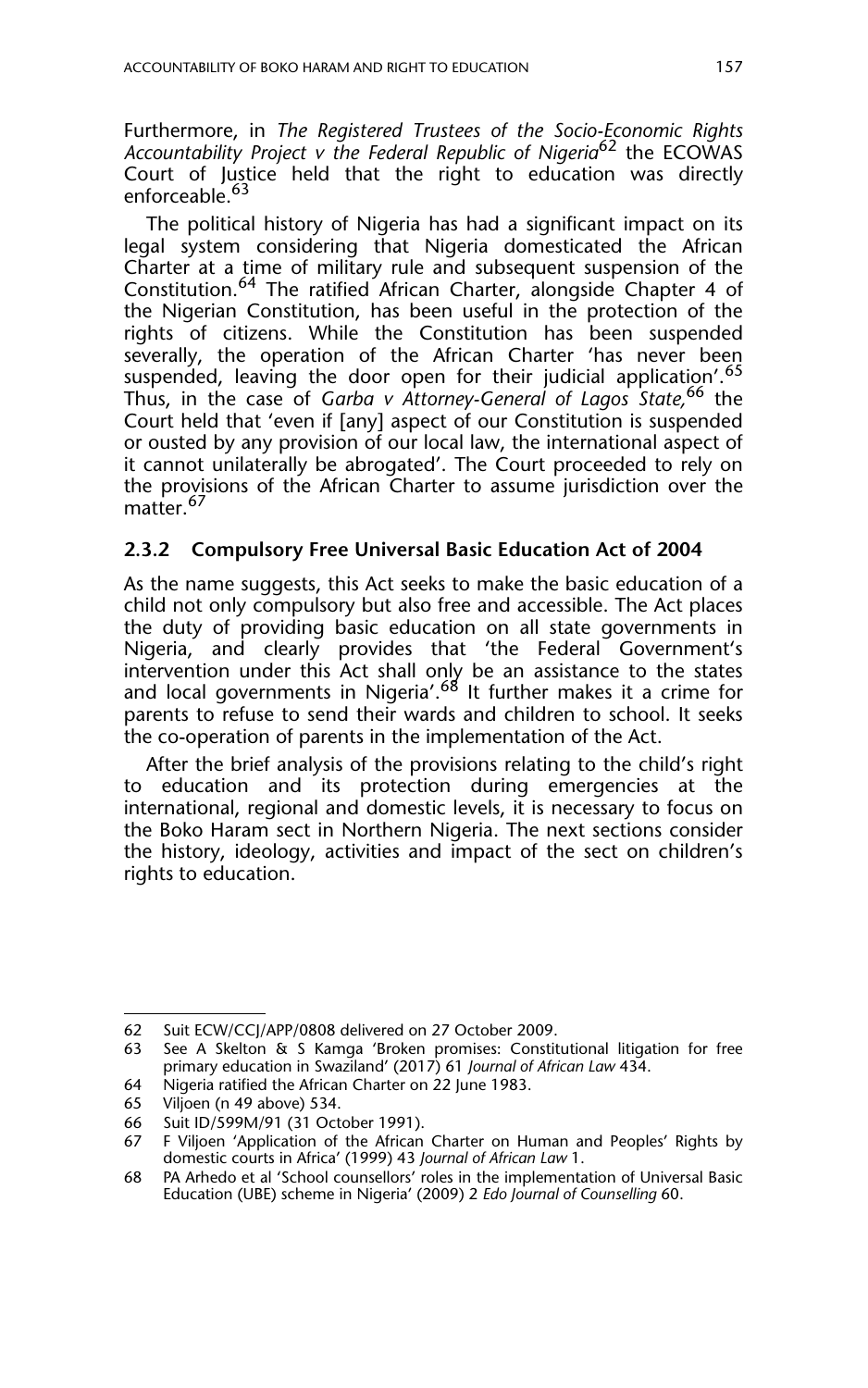Furthermore, in *The Registered Trustees of the Socio-Economic Rights Accountability Project v the Federal Republic of Nigeria*[62] the ECOWAS Court of Justice held that the right to education was directly enforceable.[63]

The political history of Nigeria has had a significant impact on its legal system considering that Nigeria domesticated the African Charter at a time of military rule and subsequent suspension of the Constitution.[64] The ratified African Charter, alongside Chapter 4 of the Nigerian Constitution, has been useful in the protection of the rights of citizens. While the Constitution has been suspended severally, the operation of the African Charter 'has never been suspended, leaving the door open for their judicial application'.[65] Thus, in the case of *Garba v Attorney-General of Lagos State,*[66] the Court held that 'even if [any] aspect of our Constitution is suspended or ousted by any provision of our local law, the international aspect of it cannot unilaterally be abrogated'. The Court proceeded to rely on the provisions of the African Charter to assume jurisdiction over the matter.[67]

### 2.3.2 Compulsory Free Universal Basic Education Act of 2004

As the name suggests, this Act seeks to make the basic education of a child not only compulsory but also free and accessible. The Act places the duty of providing basic education on all state governments in Nigeria, and clearly provides that 'the Federal Government's intervention under this Act shall only be an assistance to the states and local governments in Nigeria'.[68] It further makes it a crime for parents to refuse to send their wards and children to school. It seeks the co-operation of parents in the implementation of the Act.

After the brief analysis of the provisions relating to the child's right to education and its protection during emergencies at the international, regional and domestic levels, it is necessary to focus on the Boko Haram sect in Northern Nigeria. The next sections consider the history, ideology, activities and impact of the sect on children's rights to education.

---

62 Suit ECW/CCJ/APP/0808 delivered on 27 October 2009.

63 See A Skelton & S Kamga 'Broken promises: Constitutional litigation for free primary education in Swaziland' (2017) 61 *Journal of African Law* 434.

64 Nigeria ratified the African Charter on 22 June 1983.

65 Viljoen (n 49 above) 534.

66 Suit ID/599M/91 (31 October 1991).

67 F Viljoen 'Application of the African Charter on Human and Peoples' Rights by domestic courts in Africa' (1999) 43 *Journal of African Law* 1.

68 PA Arhedo et al 'School counsellors' roles in the implementation of Universal Basic Education (UBE) scheme in Nigeria' (2009) 2 *Edo Journal of Counselling* 60.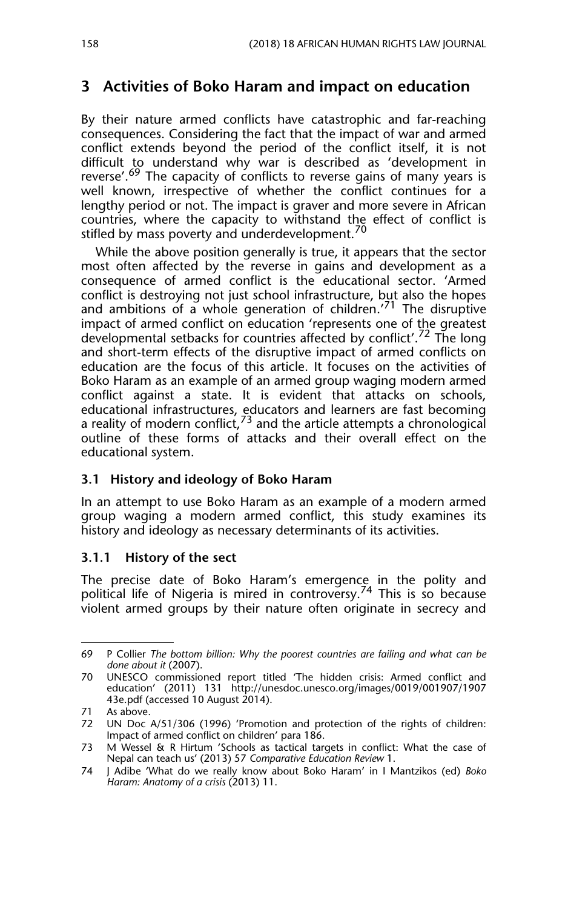## 3 Activities of Boko Haram and impact on education

By their nature armed conflicts have catastrophic and far-reaching consequences. Considering the fact that the impact of war and armed conflict extends beyond the period of the conflict itself, it is not difficult to understand why war is described as 'development in reverse'.[69] The capacity of conflicts to reverse gains of many years is well known, irrespective of whether the conflict continues for a lengthy period or not. The impact is graver and more severe in African countries, where the capacity to withstand the effect of conflict is stifled by mass poverty and underdevelopment.[70]

While the above position generally is true, it appears that the sector most often affected by the reverse in gains and development as a consequence of armed conflict is the educational sector. 'Armed conflict is destroying not just school infrastructure, but also the hopes and ambitions of a whole generation of children.'[71] The disruptive impact of armed conflict on education 'represents one of the greatest developmental setbacks for countries affected by conflict'.[72] The long and short-term effects of the disruptive impact of armed conflicts on education are the focus of this article. It focuses on the activities of Boko Haram as an example of an armed group waging modern armed conflict against a state. It is evident that attacks on schools, educational infrastructures, educators and learners are fast becoming a reality of modern conflict,[73] and the article attempts a chronological outline of these forms of attacks and their overall effect on the educational system.

### 3.1 History and ideology of Boko Haram

In an attempt to use Boko Haram as an example of a modern armed group waging a modern armed conflict, this study examines its history and ideology as necessary determinants of its activities.

#### 3.1.1 History of the sect

The precise date of Boko Haram's emergence in the polity and political life of Nigeria is mired in controversy.[74] This is so because violent armed groups by their nature often originate in secrecy and

---

69 P Collier *The bottom billion: Why the poorest countries are failing and what can be done about it* (2007).

70 UNESCO commissioned report titled 'The hidden crisis: Armed conflict and education' (2011) 131 http://unesdoc.unesco.org/images/0019/001907/190743e.pdf (accessed 10 August 2014).

71 As above.

72 UN Doc A/51/306 (1996) 'Promotion and protection of the rights of children: Impact of armed conflict on children' para 186.

73 M Wessel & R Hirtum 'Schools as tactical targets in conflict: What the case of Nepal can teach us' (2013) 57 *Comparative Education Review* 1.

74 J Adibe 'What do we really know about Boko Haram' in I Mantzikos (ed) *Boko Haram: Anatomy of a crisis* (2013) 11.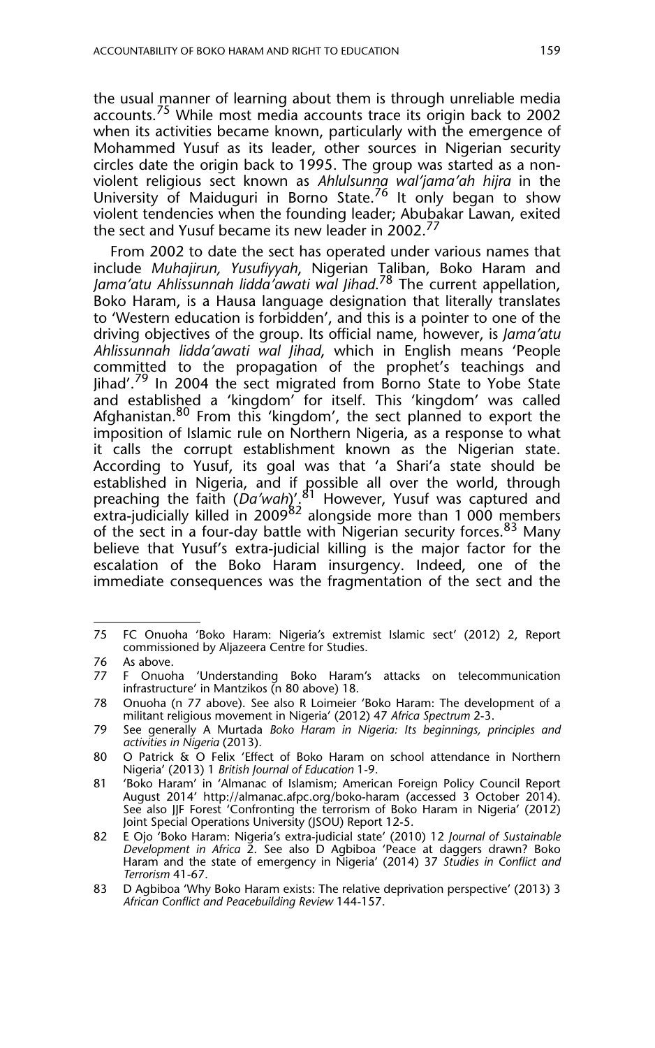the usual manner of learning about them is through unreliable media accounts.[75] While most media accounts trace its origin back to 2002 when its activities became known, particularly with the emergence of Mohammed Yusuf as its leader, other sources in Nigerian security circles date the origin back to 1995. The group was started as a non-violent religious sect known as *Ahlulsunna wal'jama'ah hijra* in the University of Maiduguri in Borno State.[76] It only began to show violent tendencies when the founding leader; Abubakar Lawan, exited the sect and Yusuf became its new leader in 2002.[77]

From 2002 to date the sect has operated under various names that include *Muhajirun, Yusufiyyah*, Nigerian Taliban, Boko Haram and *Jama'atu Ahlissunnah lidda'awati wal Jihad*.[78] The current appellation, Boko Haram, is a Hausa language designation that literally translates to 'Western education is forbidden', and this is a pointer to one of the driving objectives of the group. Its official name, however, is *Jama'atu Ahlissunnah lidda'awati wal Jihad*, which in English means 'People committed to the propagation of the prophet's teachings and Jihad'.[79] In 2004 the sect migrated from Borno State to Yobe State and established a 'kingdom' for itself. This 'kingdom' was called Afghanistan.[80] From this 'kingdom', the sect planned to export the imposition of Islamic rule on Northern Nigeria, as a response to what it calls the corrupt establishment known as the Nigerian state. According to Yusuf, its goal was that 'a Shari'a state should be established in Nigeria, and if possible all over the world, through preaching the faith (*Da'wah*)'.[81] However, Yusuf was captured and extra-judicially killed in 2009[82] alongside more than 1 000 members of the sect in a four-day battle with Nigerian security forces.[83] Many believe that Yusuf's extra-judicial killing is the major factor for the escalation of the Boko Haram insurgency. Indeed, one of the immediate consequences was the fragmentation of the sect and the

---

75 FC Onuoha 'Boko Haram: Nigeria's extremist Islamic sect' (2012) 2, Report commissioned by Aljazeera Centre for Studies.

76 As above.

77 F Onuoha 'Understanding Boko Haram's attacks on telecommunication infrastructure' in Mantzikos (n 80 above) 18.

78 Onuoha (n 77 above). See also R Loimeier 'Boko Haram: The development of a militant religious movement in Nigeria' (2012) 47 *Africa Spectrum* 2-3.

79 See generally A Murtada *Boko Haram in Nigeria: Its beginnings, principles and activities in Nigeria* (2013).

80 O Patrick & O Felix 'Effect of Boko Haram on school attendance in Northern Nigeria' (2013) 1 *British Journal of Education* 1-9.

81 'Boko Haram' in 'Almanac of Islamism; American Foreign Policy Council Report August 2014' http://almanac.afpc.org/boko-haram (accessed 3 October 2014). See also JJF Forest 'Confronting the terrorism of Boko Haram in Nigeria' (2012) Joint Special Operations University (JSOU) Report 12-5.

82 E Ojo 'Boko Haram: Nigeria's extra-judicial state' (2010) 12 *Journal of Sustainable Development in Africa* 2. See also D Agbiboa 'Peace at daggers drawn? Boko Haram and the state of emergency in Nigeria' (2014) 37 *Studies in Conflict and Terrorism* 41-67.

83 D Agbiboa 'Why Boko Haram exists: The relative deprivation perspective' (2013) 3 *African Conflict and Peacebuilding Review* 144-157.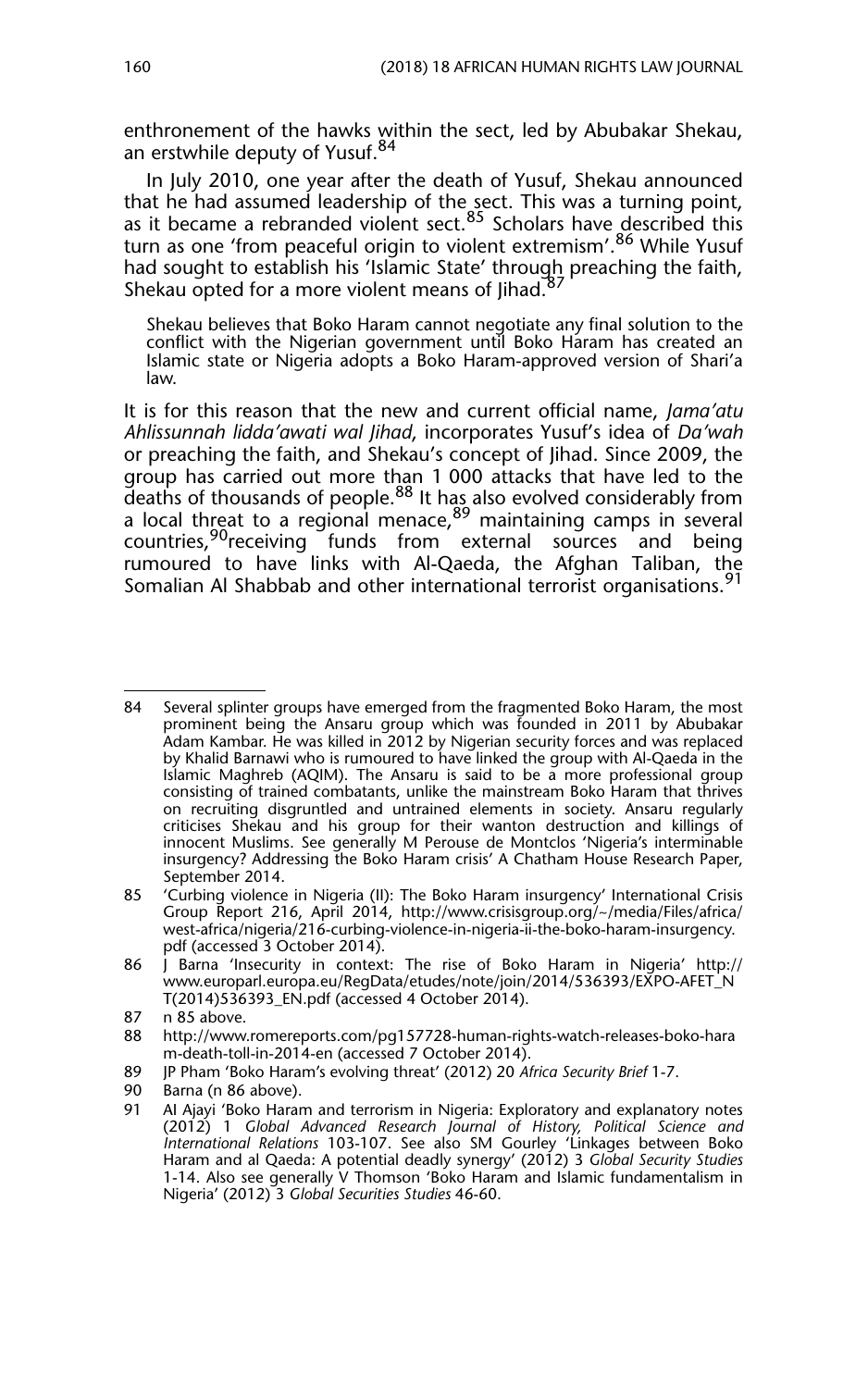enthronement of the hawks within the sect, led by Abubakar Shekau, an erstwhile deputy of Yusuf.[84]

In July 2010, one year after the death of Yusuf, Shekau announced that he had assumed leadership of the sect. This was a turning point, as it became a rebranded violent sect.[85] Scholars have described this turn as one 'from peaceful origin to violent extremism'.[86] While Yusuf had sought to establish his 'Islamic State' through preaching the faith, Shekau opted for a more violent means of Jihad.[87]

> Shekau believes that Boko Haram cannot negotiate any final solution to the conflict with the Nigerian government until Boko Haram has created an Islamic state or Nigeria adopts a Boko Haram-approved version of Shari'a law.

It is for this reason that the new and current official name, *Jama'atu Ahlissunnah lidda'awati wal Jihad*, incorporates Yusuf's idea of *Da'wah* or preaching the faith, and Shekau's concept of Jihad. Since 2009, the group has carried out more than 1 000 attacks that have led to the deaths of thousands of people.[88] It has also evolved considerably from a local threat to a regional menace,[89] maintaining camps in several countries,[90] receiving funds from external sources and being rumoured to have links with Al-Qaeda, the Afghan Taliban, the Somalian Al Shabbab and other international terrorist organisations.[91]

---

84 Several splinter groups have emerged from the fragmented Boko Haram, the most prominent being the Ansaru group which was founded in 2011 by Abubakar Adam Kambar. He was killed in 2012 by Nigerian security forces and was replaced by Khalid Barnawi who is rumoured to have linked the group with Al-Qaeda in the Islamic Maghreb (AQIM). The Ansaru is said to be a more professional group consisting of trained combatants, unlike the mainstream Boko Haram that thrives on recruiting disgruntled and untrained elements in society. Ansaru regularly criticises Shekau and his group for their wanton destruction and killings of innocent Muslims. See generally M Perouse de Montclos 'Nigeria's interminable insurgency? Addressing the Boko Haram crisis' A Chatham House Research Paper, September 2014.

85 'Curbing violence in Nigeria (II): The Boko Haram insurgency' International Crisis Group Report 216, April 2014, http://www.crisisgroup.org/~/media/Files/africa/west-africa/nigeria/216-curbing-violence-in-nigeria-ii-the-boko-haram-insurgency.pdf (accessed 3 October 2014).

86 J Barna 'Insecurity in context: The rise of Boko Haram in Nigeria' http://www.europarl.europa.eu/RegData/etudes/note/join/2014/536393/EXPO-AFET_NT(2014)536393_EN.pdf (accessed 4 October 2014).

87 n 85 above.

88 http://www.romereports.com/pg157728-human-rights-watch-releases-boko-haram-death-toll-in-2014-en (accessed 7 October 2014).

89 JP Pham 'Boko Haram's evolving threat' (2012) 20 *Africa Security Brief* 1-7.

90 Barna (n 86 above).

91 AI Ajayi 'Boko Haram and terrorism in Nigeria: Exploratory and explanatory notes (2012) 1 *Global Advanced Research Journal of History, Political Science and International Relations* 103-107. See also SM Gourley 'Linkages between Boko Haram and al Qaeda: A potential deadly synergy' (2012) 3 *Global Security Studies* 1-14. Also see generally V Thomson 'Boko Haram and Islamic fundamentalism in Nigeria' (2012) 3 *Global Securities Studies* 46-60.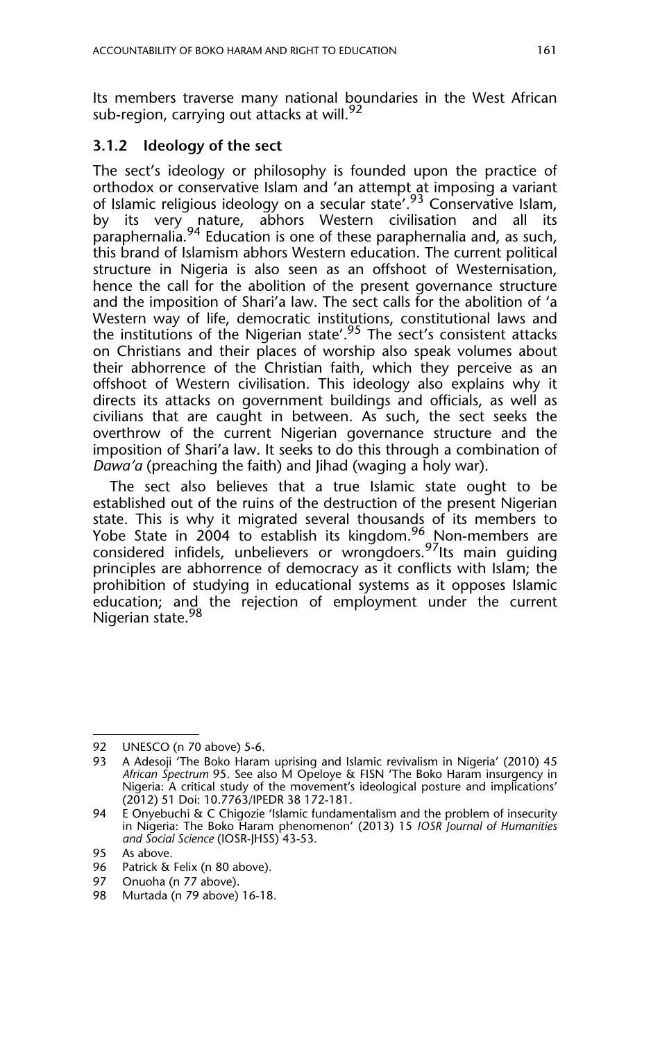Its members traverse many national boundaries in the West African sub-region, carrying out attacks at will.[92]

### 3.1.2 Ideology of the sect

The sect's ideology or philosophy is founded upon the practice of orthodox or conservative Islam and 'an attempt at imposing a variant of Islamic religious ideology on a secular state'.[93] Conservative Islam, by its very nature, abhors Western civilisation and all its paraphernalia.[94] Education is one of these paraphernalia and, as such, this brand of Islamism abhors Western education. The current political structure in Nigeria is also seen as an offshoot of Westernisation, hence the call for the abolition of the present governance structure and the imposition of Shari'a law. The sect calls for the abolition of 'a Western way of life, democratic institutions, constitutional laws and the institutions of the Nigerian state'.[95] The sect's consistent attacks on Christians and their places of worship also speak volumes about their abhorrence of the Christian faith, which they perceive as an offshoot of Western civilisation. This ideology also explains why it directs its attacks on government buildings and officials, as well as civilians that are caught in between. As such, the sect seeks the overthrow of the current Nigerian governance structure and the imposition of Shari'a law. It seeks to do this through a combination of *Dawa'a* (preaching the faith) and Jihad (waging a holy war).

The sect also believes that a true Islamic state ought to be established out of the ruins of the destruction of the present Nigerian state. This is why it migrated several thousands of its members to Yobe State in 2004 to establish its kingdom.[96] Non-members are considered infidels, unbelievers or wrongdoers.[97] Its main guiding principles are abhorrence of democracy as it conflicts with Islam; the prohibition of studying in educational systems as it opposes Islamic education; and the rejection of employment under the current Nigerian state.[98]

---

92 UNESCO (n 70 above) 5-6.

93 A Adesoji 'The Boko Haram uprising and Islamic revivalism in Nigeria' (2010) 45 *African Spectrum* 95. See also M Opeloye & FISN 'The Boko Haram insurgency in Nigeria: A critical study of the movement's ideological posture and implications' (2012) 51 Doi: 10.7763/IPEDR 38 172-181.

94 E Onyebuchi & C Chigozie 'Islamic fundamentalism and the problem of insecurity in Nigeria: The Boko Haram phenomenon' (2013) 15 *IOSR Journal of Humanities and Social Science* (IOSR-JHSS) 43-53.

95 As above.

96 Patrick & Felix (n 80 above).

97 Onuoha (n 77 above).

98 Murtada (n 79 above) 16-18.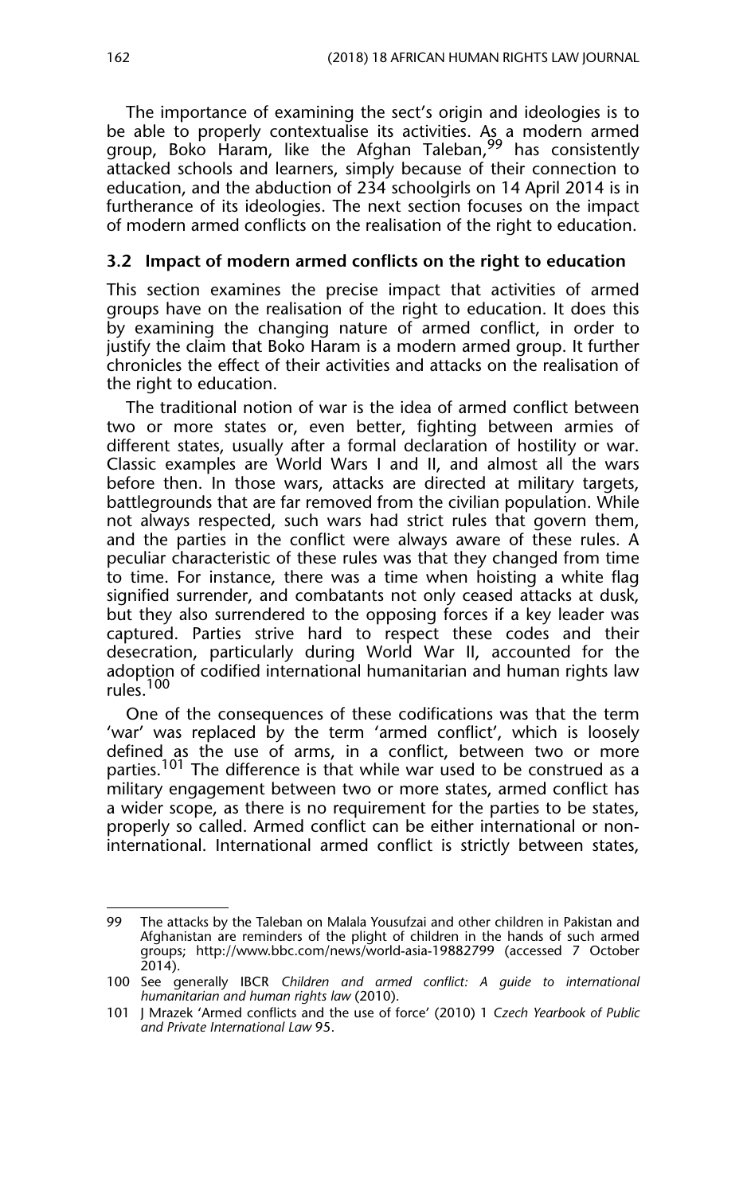The importance of examining the sect's origin and ideologies is to be able to properly contextualise its activities. As a modern armed group, Boko Haram, like the Afghan Taleban,[99] has consistently attacked schools and learners, simply because of their connection to education, and the abduction of 234 schoolgirls on 14 April 2014 is in furtherance of its ideologies. The next section focuses on the impact of modern armed conflicts on the realisation of the right to education.

### 3.2 Impact of modern armed conflicts on the right to education

This section examines the precise impact that activities of armed groups have on the realisation of the right to education. It does this by examining the changing nature of armed conflict, in order to justify the claim that Boko Haram is a modern armed group. It further chronicles the effect of their activities and attacks on the realisation of the right to education.

The traditional notion of war is the idea of armed conflict between two or more states or, even better, fighting between armies of different states, usually after a formal declaration of hostility or war. Classic examples are World Wars I and II, and almost all the wars before then. In those wars, attacks are directed at military targets, battlegrounds that are far removed from the civilian population. While not always respected, such wars had strict rules that govern them, and the parties in the conflict were always aware of these rules. A peculiar characteristic of these rules was that they changed from time to time. For instance, there was a time when hoisting a white flag signified surrender, and combatants not only ceased attacks at dusk, but they also surrendered to the opposing forces if a key leader was captured. Parties strive hard to respect these codes and their desecration, particularly during World War II, accounted for the adoption of codified international humanitarian and human rights law rules.[100]

One of the consequences of these codifications was that the term 'war' was replaced by the term 'armed conflict', which is loosely defined as the use of arms, in a conflict, between two or more parties.[101] The difference is that while war used to be construed as a military engagement between two or more states, armed conflict has a wider scope, as there is no requirement for the parties to be states, properly so called. Armed conflict can be either international or non-international. International armed conflict is strictly between states,

---

99 The attacks by the Taleban on Malala Yousufzai and other children in Pakistan and Afghanistan are reminders of the plight of children in the hands of such armed groups; http://www.bbc.com/news/world-asia-19882799 (accessed 7 October 2014).

100 See generally IBCR *Children and armed conflict: A guide to international humanitarian and human rights law* (2010).

101 J Mrazek 'Armed conflicts and the use of force' (2010) 1 *Czech Yearbook of Public and Private International Law* 95.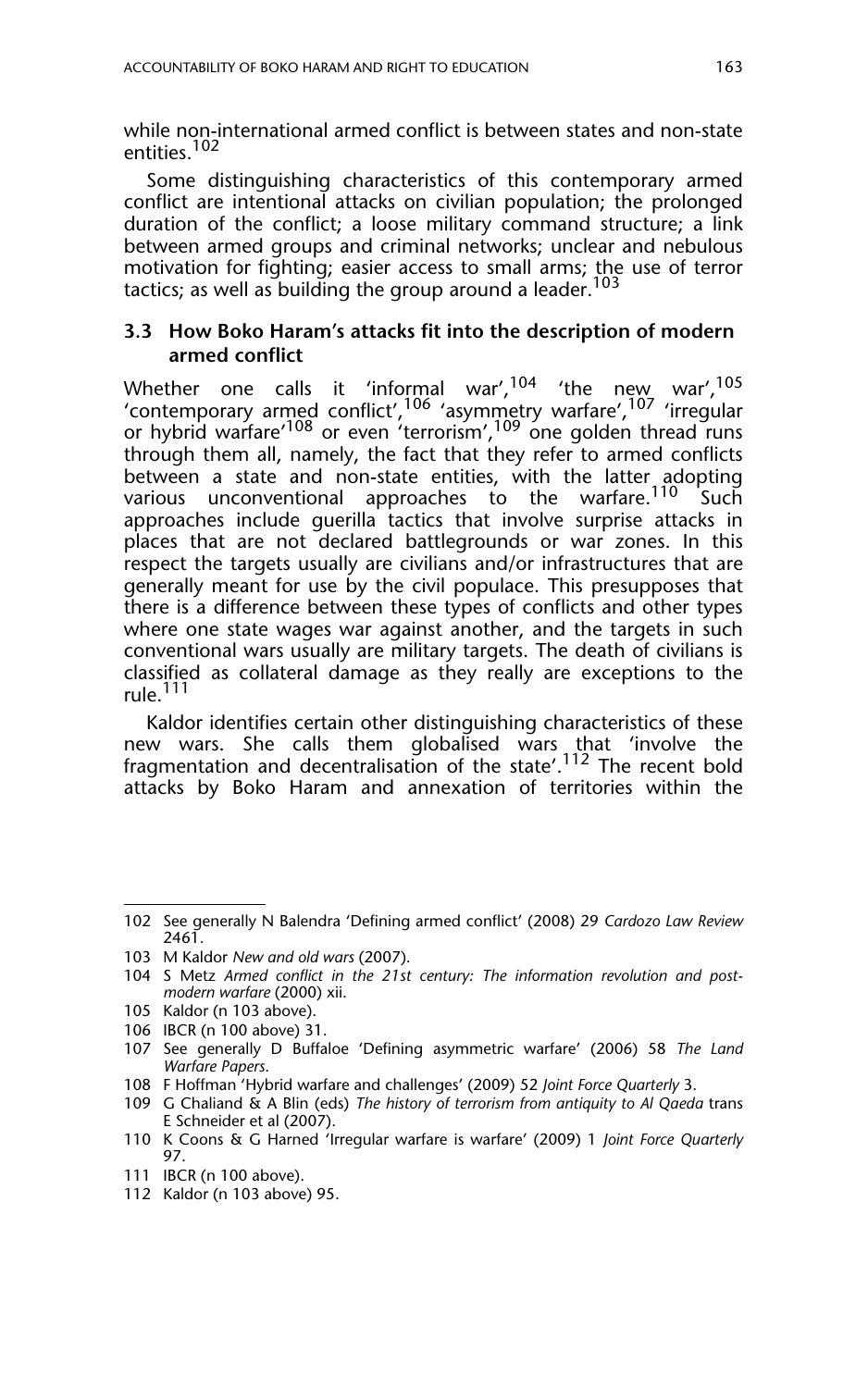while non-international armed conflict is between states and non-state entities.[102]

Some distinguishing characteristics of this contemporary armed conflict are intentional attacks on civilian population; the prolonged duration of the conflict; a loose military command structure; a link between armed groups and criminal networks; unclear and nebulous motivation for fighting; easier access to small arms; the use of terror tactics; as well as building the group around a leader.[103]

### 3.3 How Boko Haram's attacks fit into the description of modern armed conflict

Whether one calls it 'informal war',[104] 'the new war',[105] 'contemporary armed conflict',[106] 'asymmetry warfare',[107] 'irregular or hybrid warfare'[108] or even 'terrorism',[109] one golden thread runs through them all, namely, the fact that they refer to armed conflicts between a state and non-state entities, with the latter adopting various unconventional approaches to the warfare.[110] Such approaches include guerilla tactics that involve surprise attacks in places that are not declared battlegrounds or war zones. In this respect the targets usually are civilians and/or infrastructures that are generally meant for use by the civil populace. This presupposes that there is a difference between these types of conflicts and other types where one state wages war against another, and the targets in such conventional wars usually are military targets. The death of civilians is classified as collateral damage as they really are exceptions to the rule.[111]

Kaldor identifies certain other distinguishing characteristics of these new wars. She calls them globalised wars that 'involve the fragmentation and decentralisation of the state'.[112] The recent bold attacks by Boko Haram and annexation of territories within the

---

102 See generally N Balendra 'Defining armed conflict' (2008) 29 *Cardozo Law Review* 2461.

103 M Kaldor *New and old wars* (2007).

104 S Metz *Armed conflict in the 21st century: The information revolution and post-modern warfare* (2000) xii.

105 Kaldor (n 103 above).

106 IBCR (n 100 above) 31.

107 See generally D Buffaloe 'Defining asymmetric warfare' (2006) 58 *The Land Warfare Papers*.

108 F Hoffman 'Hybrid warfare and challenges' (2009) 52 *Joint Force Quarterly* 3.

109 G Chaliand & A Blin (eds) *The history of terrorism from antiquity to Al Qaeda* trans E Schneider et al (2007).

110 K Coons & G Harned 'Irregular warfare is warfare' (2009) 1 *Joint Force Quarterly* 97.

111 IBCR (n 100 above).

112 Kaldor (n 103 above) 95.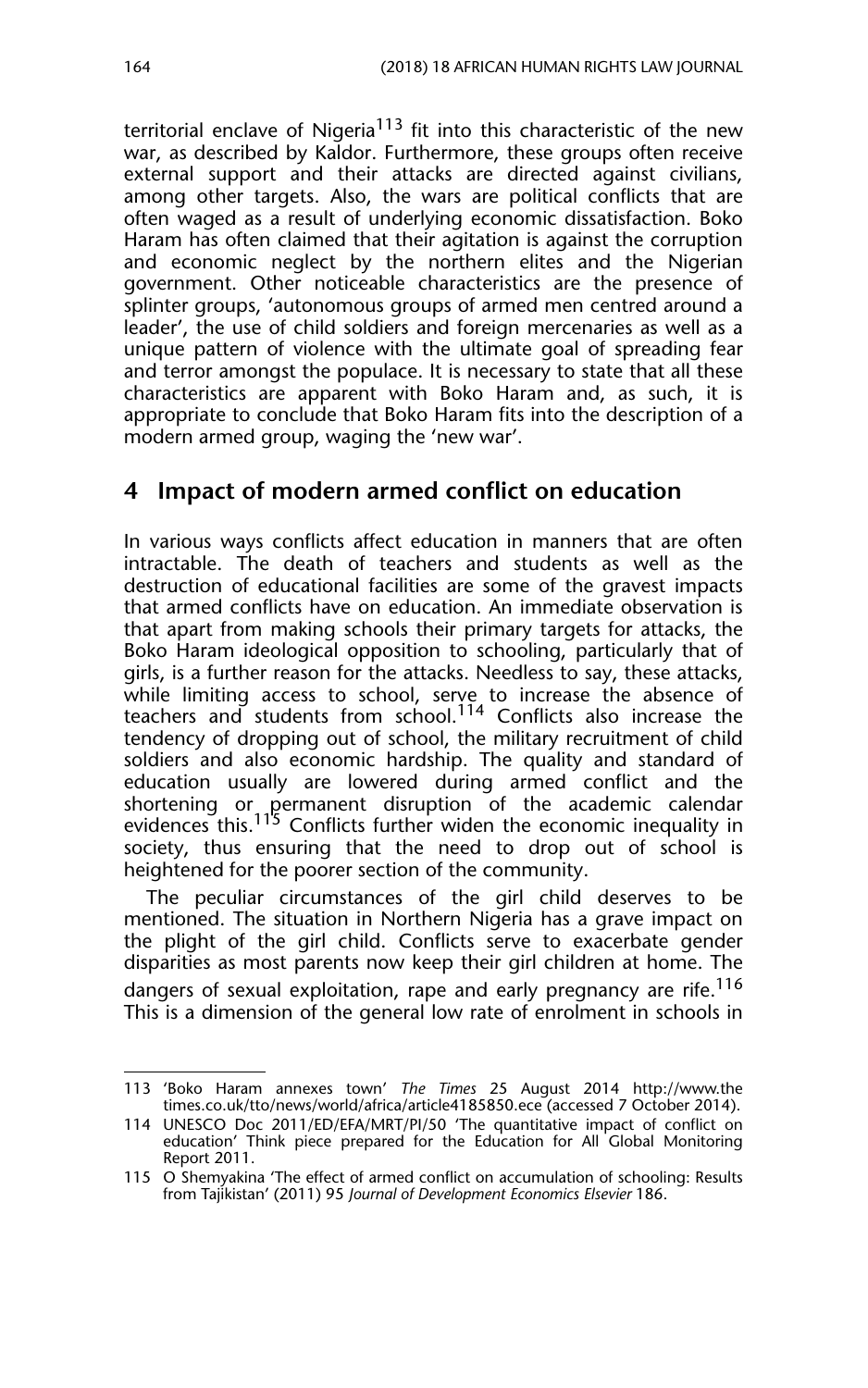territorial enclave of Nigeria[113] fit into this characteristic of the new war, as described by Kaldor. Furthermore, these groups often receive external support and their attacks are directed against civilians, among other targets. Also, the wars are political conflicts that are often waged as a result of underlying economic dissatisfaction. Boko Haram has often claimed that their agitation is against the corruption and economic neglect by the northern elites and the Nigerian government. Other noticeable characteristics are the presence of splinter groups, 'autonomous groups of armed men centred around a leader', the use of child soldiers and foreign mercenaries as well as a unique pattern of violence with the ultimate goal of spreading fear and terror amongst the populace. It is necessary to state that all these characteristics are apparent with Boko Haram and, as such, it is appropriate to conclude that Boko Haram fits into the description of a modern armed group, waging the 'new war'.

## 4 Impact of modern armed conflict on education

In various ways conflicts affect education in manners that are often intractable. The death of teachers and students as well as the destruction of educational facilities are some of the gravest impacts that armed conflicts have on education. An immediate observation is that apart from making schools their primary targets for attacks, the Boko Haram ideological opposition to schooling, particularly that of girls, is a further reason for the attacks. Needless to say, these attacks, while limiting access to school, serve to increase the absence of teachers and students from school.[114] Conflicts also increase the tendency of dropping out of school, the military recruitment of child soldiers and also economic hardship. The quality and standard of education usually are lowered during armed conflict and the shortening or permanent disruption of the academic calendar evidences this.[115] Conflicts further widen the economic inequality in society, thus ensuring that the need to drop out of school is heightened for the poorer section of the community.

The peculiar circumstances of the girl child deserves to be mentioned. The situation in Northern Nigeria has a grave impact on the plight of the girl child. Conflicts serve to exacerbate gender disparities as most parents now keep their girl children at home. The dangers of sexual exploitation, rape and early pregnancy are rife.[116] This is a dimension of the general low rate of enrolment in schools in

---

113 'Boko Haram annexes town' *The Times* 25 August 2014 http://www.thetimes.co.uk/tto/news/world/africa/article4185850.ece (accessed 7 October 2014).

114 UNESCO Doc 2011/ED/EFA/MRT/PI/50 'The quantitative impact of conflict on education' Think piece prepared for the Education for All Global Monitoring Report 2011.

115 O Shemyakina 'The effect of armed conflict on accumulation of schooling: Results from Tajikistan' (2011) 95 *Journal of Development Economics Elsevier* 186.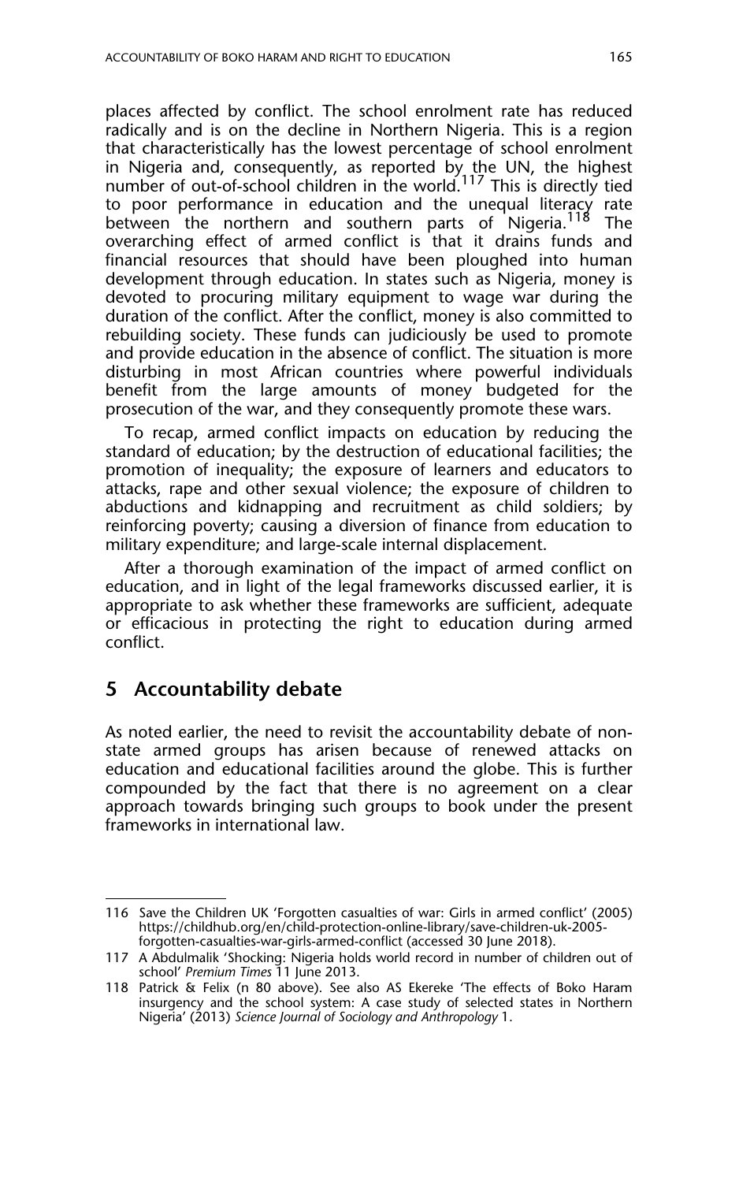places affected by conflict. The school enrolment rate has reduced radically and is on the decline in Northern Nigeria. This is a region that characteristically has the lowest percentage of school enrolment in Nigeria and, consequently, as reported by the UN, the highest number of out-of-school children in the world.[117] This is directly tied to poor performance in education and the unequal literacy rate between the northern and southern parts of Nigeria.[118] The overarching effect of armed conflict is that it drains funds and financial resources that should have been ploughed into human development through education. In states such as Nigeria, money is devoted to procuring military equipment to wage war during the duration of the conflict. After the conflict, money is also committed to rebuilding society. These funds can judiciously be used to promote and provide education in the absence of conflict. The situation is more disturbing in most African countries where powerful individuals benefit from the large amounts of money budgeted for the prosecution of the war, and they consequently promote these wars.

To recap, armed conflict impacts on education by reducing the standard of education; by the destruction of educational facilities; the promotion of inequality; the exposure of learners and educators to attacks, rape and other sexual violence; the exposure of children to abductions and kidnapping and recruitment as child soldiers; by reinforcing poverty; causing a diversion of finance from education to military expenditure; and large-scale internal displacement.

After a thorough examination of the impact of armed conflict on education, and in light of the legal frameworks discussed earlier, it is appropriate to ask whether these frameworks are sufficient, adequate or efficacious in protecting the right to education during armed conflict.

## 5 Accountability debate

As noted earlier, the need to revisit the accountability debate of non-state armed groups has arisen because of renewed attacks on education and educational facilities around the globe. This is further compounded by the fact that there is no agreement on a clear approach towards bringing such groups to book under the present frameworks in international law.

---

116 Save the Children UK 'Forgotten casualties of war: Girls in armed conflict' (2005) https://childhub.org/en/child-protection-online-library/save-children-uk-2005-forgotten-casualties-war-girls-armed-conflict (accessed 30 June 2018).

117 A Abdulmalik 'Shocking: Nigeria holds world record in number of children out of school' *Premium Times* 11 June 2013.

118 Patrick & Felix (n 80 above). See also AS Ekereke 'The effects of Boko Haram insurgency and the school system: A case study of selected states in Northern Nigeria' (2013) *Science Journal of Sociology and Anthropology* 1.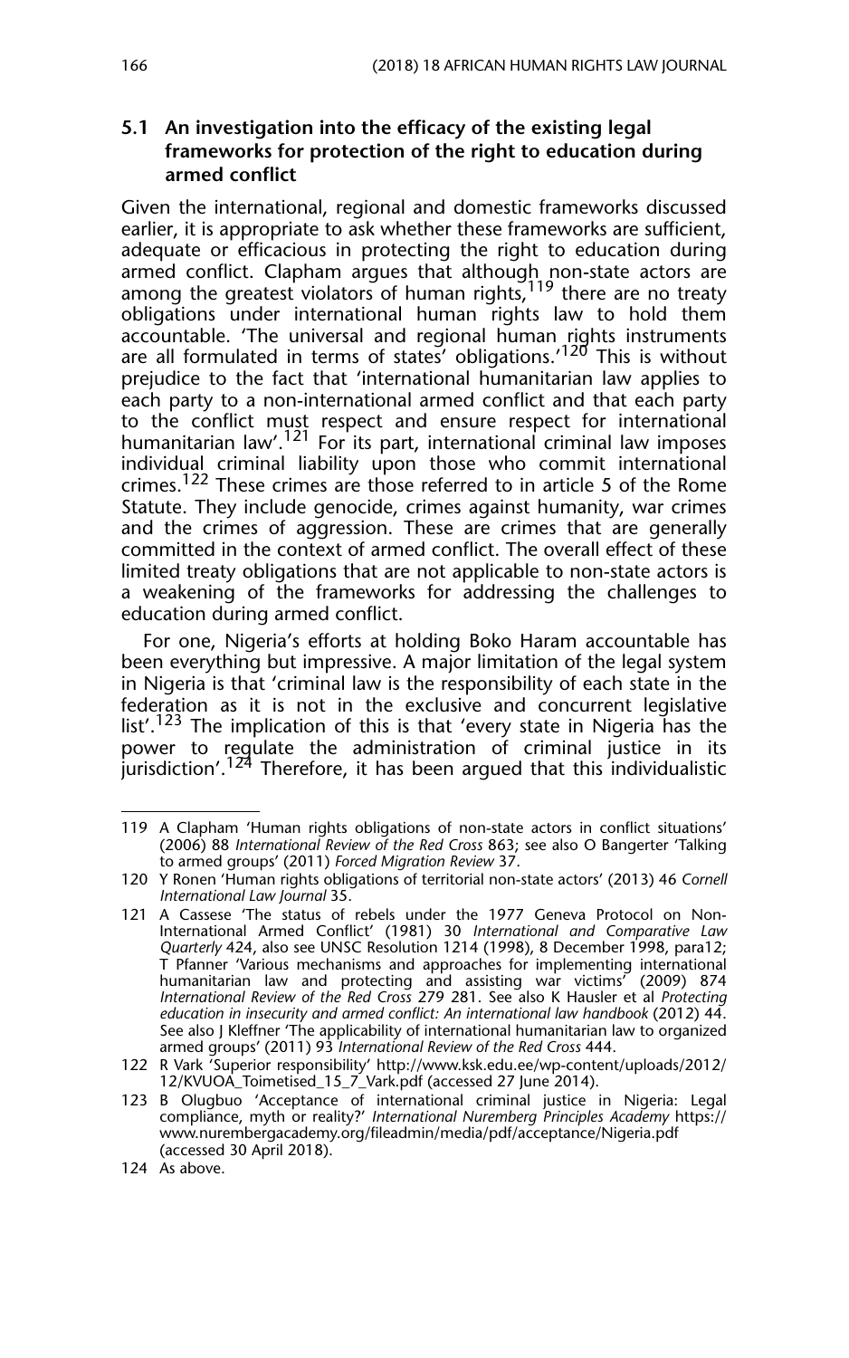### 5.1 An investigation into the efficacy of the existing legal frameworks for protection of the right to education during armed conflict

Given the international, regional and domestic frameworks discussed earlier, it is appropriate to ask whether these frameworks are sufficient, adequate or efficacious in protecting the right to education during armed conflict. Clapham argues that although non-state actors are among the greatest violators of human rights,[119] there are no treaty obligations under international human rights law to hold them accountable. 'The universal and regional human rights instruments are all formulated in terms of states' obligations.'[120] This is without prejudice to the fact that 'international humanitarian law applies to each party to a non-international armed conflict and that each party to the conflict must respect and ensure respect for international humanitarian law'.[121] For its part, international criminal law imposes individual criminal liability upon those who commit international crimes.[122] These crimes are those referred to in article 5 of the Rome Statute. They include genocide, crimes against humanity, war crimes and the crimes of aggression. These are crimes that are generally committed in the context of armed conflict. The overall effect of these limited treaty obligations that are not applicable to non-state actors is a weakening of the frameworks for addressing the challenges to education during armed conflict.

For one, Nigeria's efforts at holding Boko Haram accountable has been everything but impressive. A major limitation of the legal system in Nigeria is that 'criminal law is the responsibility of each state in the federation as it is not in the exclusive and concurrent legislative list'.[123] The implication of this is that 'every state in Nigeria has the power to regulate the administration of criminal justice in its jurisdiction'.[124] Therefore, it has been argued that this individualistic

---

119 A Clapham 'Human rights obligations of non-state actors in conflict situations' (2006) 88 *International Review of the Red Cross* 863; see also O Bangerter 'Talking to armed groups' (2011) *Forced Migration Review* 37.

120 Y Ronen 'Human rights obligations of territorial non-state actors' (2013) 46 *Cornell International Law Journal* 35.

121 A Cassese 'The status of rebels under the 1977 Geneva Protocol on Non-International Armed Conflict' (1981) 30 *International and Comparative Law Quarterly* 424, also see UNSC Resolution 1214 (1998), 8 December 1998, para12; T Pfanner 'Various mechanisms and approaches for implementing international humanitarian law and protecting and assisting war victims' (2009) 874 *International Review of the Red Cross* 279 281. See also K Hausler et al *Protecting education in insecurity and armed conflict: An international law handbook* (2012) 44. See also J Kleffner 'The applicability of international humanitarian law to organized armed groups' (2011) 93 *International Review of the Red Cross* 444.

122 R Vark 'Superior responsibility' http://www.ksk.edu.ee/wp-content/uploads/2012/12/KVUOA_Toimetised_15_7_Vark.pdf (accessed 27 June 2014).

123 B Olugbuo 'Acceptance of international criminal justice in Nigeria: Legal compliance, myth or reality?' *International Nuremberg Principles Academy* https://www.nurembergacademy.org/fileadmin/media/pdf/acceptance/Nigeria.pdf (accessed 30 April 2018).

124 As above.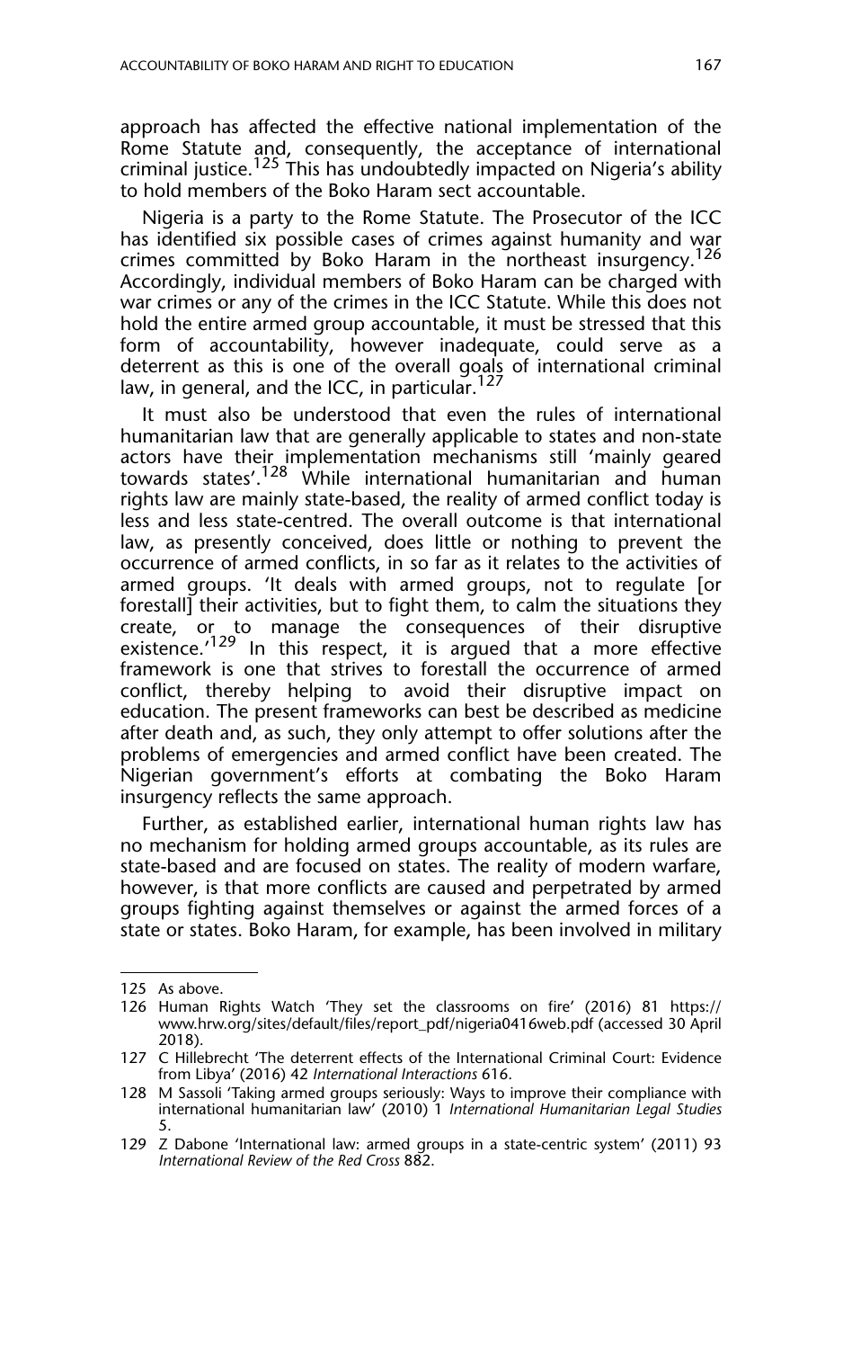approach has affected the effective national implementation of the Rome Statute and, consequently, the acceptance of international criminal justice.[125] This has undoubtedly impacted on Nigeria's ability to hold members of the Boko Haram sect accountable.

Nigeria is a party to the Rome Statute. The Prosecutor of the ICC has identified six possible cases of crimes against humanity and war crimes committed by Boko Haram in the northeast insurgency.[126] Accordingly, individual members of Boko Haram can be charged with war crimes or any of the crimes in the ICC Statute. While this does not hold the entire armed group accountable, it must be stressed that this form of accountability, however inadequate, could serve as a deterrent as this is one of the overall goals of international criminal law, in general, and the ICC, in particular.[127]

It must also be understood that even the rules of international humanitarian law that are generally applicable to states and non-state actors have their implementation mechanisms still 'mainly geared towards states'.[128] While international humanitarian and human rights law are mainly state-based, the reality of armed conflict today is less and less state-centred. The overall outcome is that international law, as presently conceived, does little or nothing to prevent the occurrence of armed conflicts, in so far as it relates to the activities of armed groups. 'It deals with armed groups, not to regulate [or forestall] their activities, but to fight them, to calm the situations they create, or to manage the consequences of their disruptive existence.'[129] In this respect, it is argued that a more effective framework is one that strives to forestall the occurrence of armed conflict, thereby helping to avoid their disruptive impact on education. The present frameworks can best be described as medicine after death and, as such, they only attempt to offer solutions after the problems of emergencies and armed conflict have been created. The Nigerian government's efforts at combating the Boko Haram insurgency reflects the same approach.

Further, as established earlier, international human rights law has no mechanism for holding armed groups accountable, as its rules are state-based and are focused on states. The reality of modern warfare, however, is that more conflicts are caused and perpetrated by armed groups fighting against themselves or against the armed forces of a state or states. Boko Haram, for example, has been involved in military

---

125 As above.

126 Human Rights Watch 'They set the classrooms on fire' (2016) 81 https://www.hrw.org/sites/default/files/report_pdf/nigeria0416web.pdf (accessed 30 April 2018).

127 C Hillebrecht 'The deterrent effects of the International Criminal Court: Evidence from Libya' (2016) 42 *International Interactions* 616.

128 M Sassoli 'Taking armed groups seriously: Ways to improve their compliance with international humanitarian law' (2010) 1 *International Humanitarian Legal Studies* 5.

129 Z Dabone 'International law: armed groups in a state-centric system' (2011) 93 *International Review of the Red Cross* 882.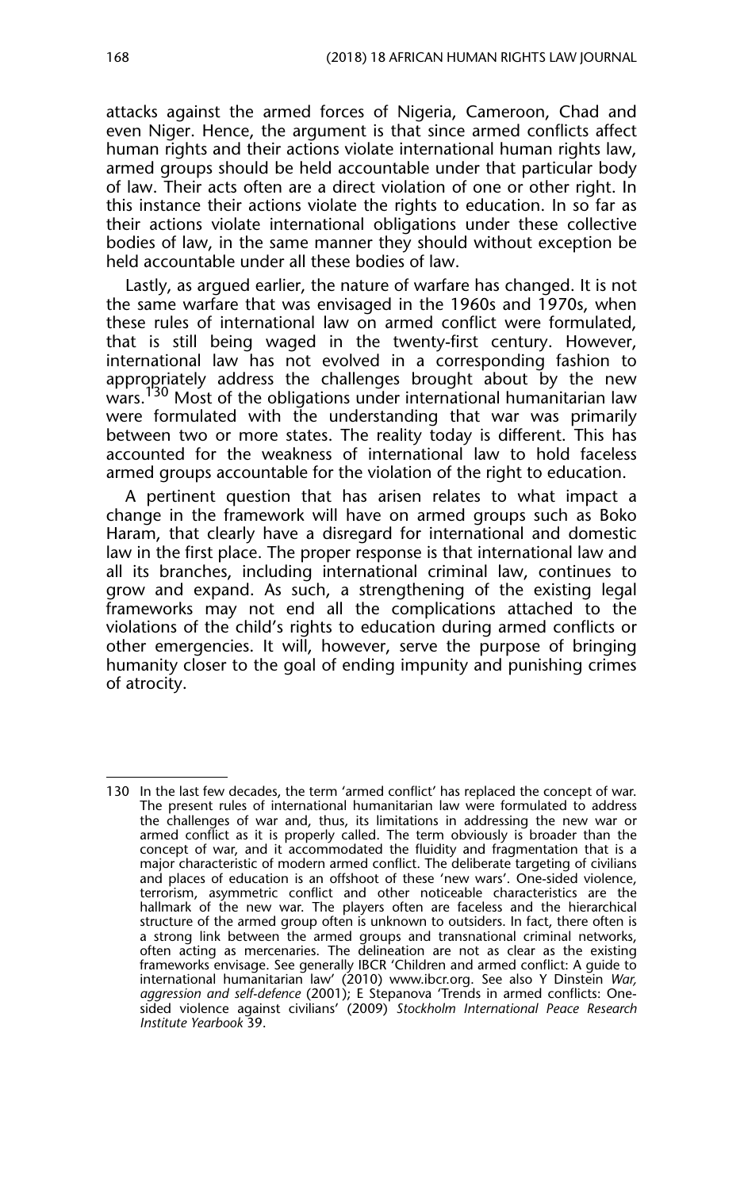attacks against the armed forces of Nigeria, Cameroon, Chad and even Niger. Hence, the argument is that since armed conflicts affect human rights and their actions violate international human rights law, armed groups should be held accountable under that particular body of law. Their acts often are a direct violation of one or other right. In this instance their actions violate the rights to education. In so far as their actions violate international obligations under these collective bodies of law, in the same manner they should without exception be held accountable under all these bodies of law.

Lastly, as argued earlier, the nature of warfare has changed. It is not the same warfare that was envisaged in the 1960s and 1970s, when these rules of international law on armed conflict were formulated, that is still being waged in the twenty-first century. However, international law has not evolved in a corresponding fashion to appropriately address the challenges brought about by the new wars.[130] Most of the obligations under international humanitarian law were formulated with the understanding that war was primarily between two or more states. The reality today is different. This has accounted for the weakness of international law to hold faceless armed groups accountable for the violation of the right to education.

A pertinent question that has arisen relates to what impact a change in the framework will have on armed groups such as Boko Haram, that clearly have a disregard for international and domestic law in the first place. The proper response is that international law and all its branches, including international criminal law, continues to grow and expand. As such, a strengthening of the existing legal frameworks may not end all the complications attached to the violations of the child's rights to education during armed conflicts or other emergencies. It will, however, serve the purpose of bringing humanity closer to the goal of ending impunity and punishing crimes of atrocity.

---

130 In the last few decades, the term 'armed conflict' has replaced the concept of war. The present rules of international humanitarian law were formulated to address the challenges of war and, thus, its limitations in addressing the new war or armed conflict as it is properly called. The term obviously is broader than the concept of war, and it accommodated the fluidity and fragmentation that is a major characteristic of modern armed conflict. The deliberate targeting of civilians and places of education is an offshoot of these 'new wars'. One-sided violence, terrorism, asymmetric conflict and other noticeable characteristics are the hallmark of the new war. The players often are faceless and the hierarchical structure of the armed group often is unknown to outsiders. In fact, there often is a strong link between the armed groups and transnational criminal networks, often acting as mercenaries. The delineation are not as clear as the existing frameworks envisage. See generally IBCR 'Children and armed conflict: A guide to international humanitarian law' (2010) www.ibcr.org. See also Y Dinstein *War, aggression and self-defence* (2001); E Stepanova 'Trends in armed conflicts: One-sided violence against civilians' (2009) *Stockholm International Peace Research Institute Yearbook* 39.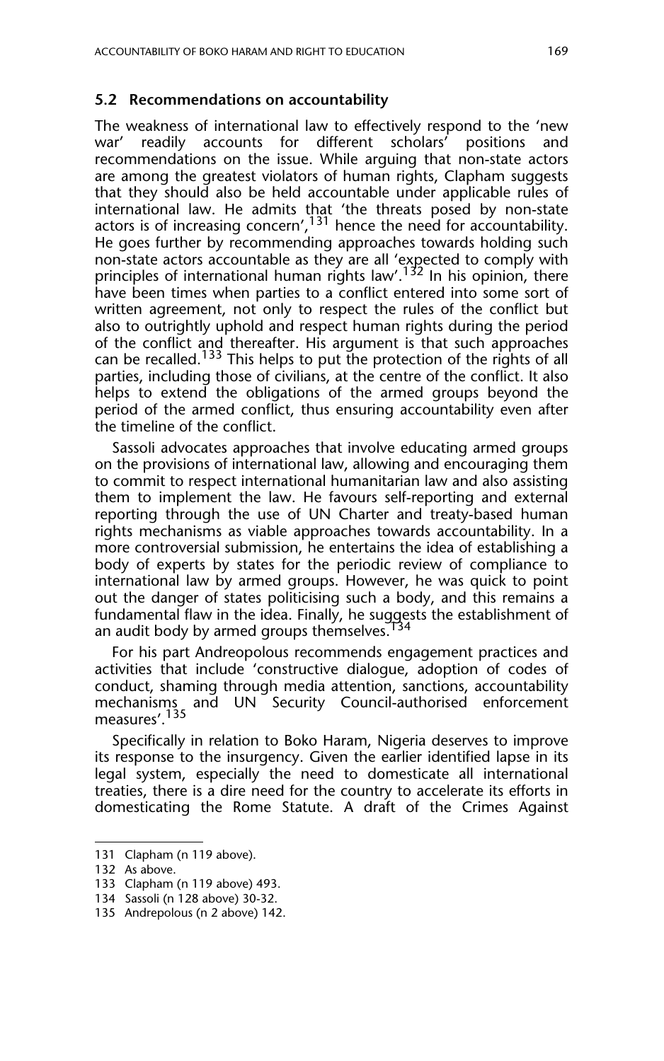### 5.2 Recommendations on accountability

The weakness of international law to effectively respond to the 'new war' readily accounts for different scholars' positions and recommendations on the issue. While arguing that non-state actors are among the greatest violators of human rights, Clapham suggests that they should also be held accountable under applicable rules of international law. He admits that 'the threats posed by non-state actors is of increasing concern',[131] hence the need for accountability. He goes further by recommending approaches towards holding such non-state actors accountable as they are all 'expected to comply with principles of international human rights law'.[132] In his opinion, there have been times when parties to a conflict entered into some sort of written agreement, not only to respect the rules of the conflict but also to outrightly uphold and respect human rights during the period of the conflict and thereafter. His argument is that such approaches can be recalled.[133] This helps to put the protection of the rights of all parties, including those of civilians, at the centre of the conflict. It also helps to extend the obligations of the armed groups beyond the period of the armed conflict, thus ensuring accountability even after the timeline of the conflict.

Sassoli advocates approaches that involve educating armed groups on the provisions of international law, allowing and encouraging them to commit to respect international humanitarian law and also assisting them to implement the law. He favours self-reporting and external reporting through the use of UN Charter and treaty-based human rights mechanisms as viable approaches towards accountability. In a more controversial submission, he entertains the idea of establishing a body of experts by states for the periodic review of compliance to international law by armed groups. However, he was quick to point out the danger of states politicising such a body, and this remains a fundamental flaw in the idea. Finally, he suggests the establishment of an audit body by armed groups themselves.[134]

For his part Andreopolous recommends engagement practices and activities that include 'constructive dialogue, adoption of codes of conduct, shaming through media attention, sanctions, accountability mechanisms and UN Security Council-authorised enforcement measures'.[135]

Specifically in relation to Boko Haram, Nigeria deserves to improve its response to the insurgency. Given the earlier identified lapse in its legal system, especially the need to domesticate all international treaties, there is a dire need for the country to accelerate its efforts in domesticating the Rome Statute. A draft of the Crimes Against

---

131 Clapham (n 119 above).

132 As above.

133 Clapham (n 119 above) 493.

134 Sassoli (n 128 above) 30-32.

135 Andrepolous (n 2 above) 142.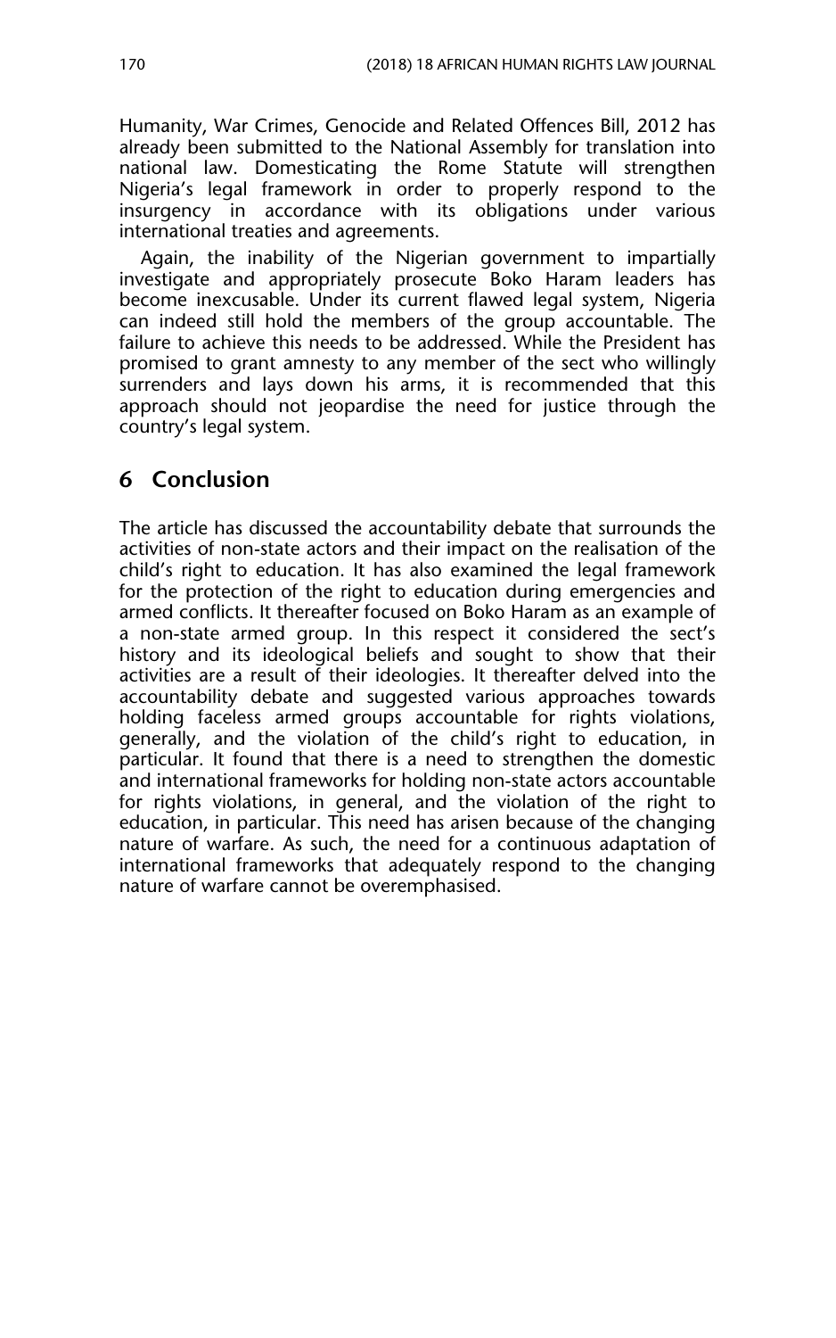Humanity, War Crimes, Genocide and Related Offences Bill, 2012 has already been submitted to the National Assembly for translation into national law. Domesticating the Rome Statute will strengthen Nigeria's legal framework in order to properly respond to the insurgency in accordance with its obligations under various international treaties and agreements.

Again, the inability of the Nigerian government to impartially investigate and appropriately prosecute Boko Haram leaders has become inexcusable. Under its current flawed legal system, Nigeria can indeed still hold the members of the group accountable. The failure to achieve this needs to be addressed. While the President has promised to grant amnesty to any member of the sect who willingly surrenders and lays down his arms, it is recommended that this approach should not jeopardise the need for justice through the country's legal system.

## 6 Conclusion

The article has discussed the accountability debate that surrounds the activities of non-state actors and their impact on the realisation of the child's right to education. It has also examined the legal framework for the protection of the right to education during emergencies and armed conflicts. It thereafter focused on Boko Haram as an example of a non-state armed group. In this respect it considered the sect's history and its ideological beliefs and sought to show that their activities are a result of their ideologies. It thereafter delved into the accountability debate and suggested various approaches towards holding faceless armed groups accountable for rights violations, generally, and the violation of the child's right to education, in particular. It found that there is a need to strengthen the domestic and international frameworks for holding non-state actors accountable for rights violations, in general, and the violation of the right to education, in particular. This need has arisen because of the changing nature of warfare. As such, the need for a continuous adaptation of international frameworks that adequately respond to the changing nature of warfare cannot be overemphasised.